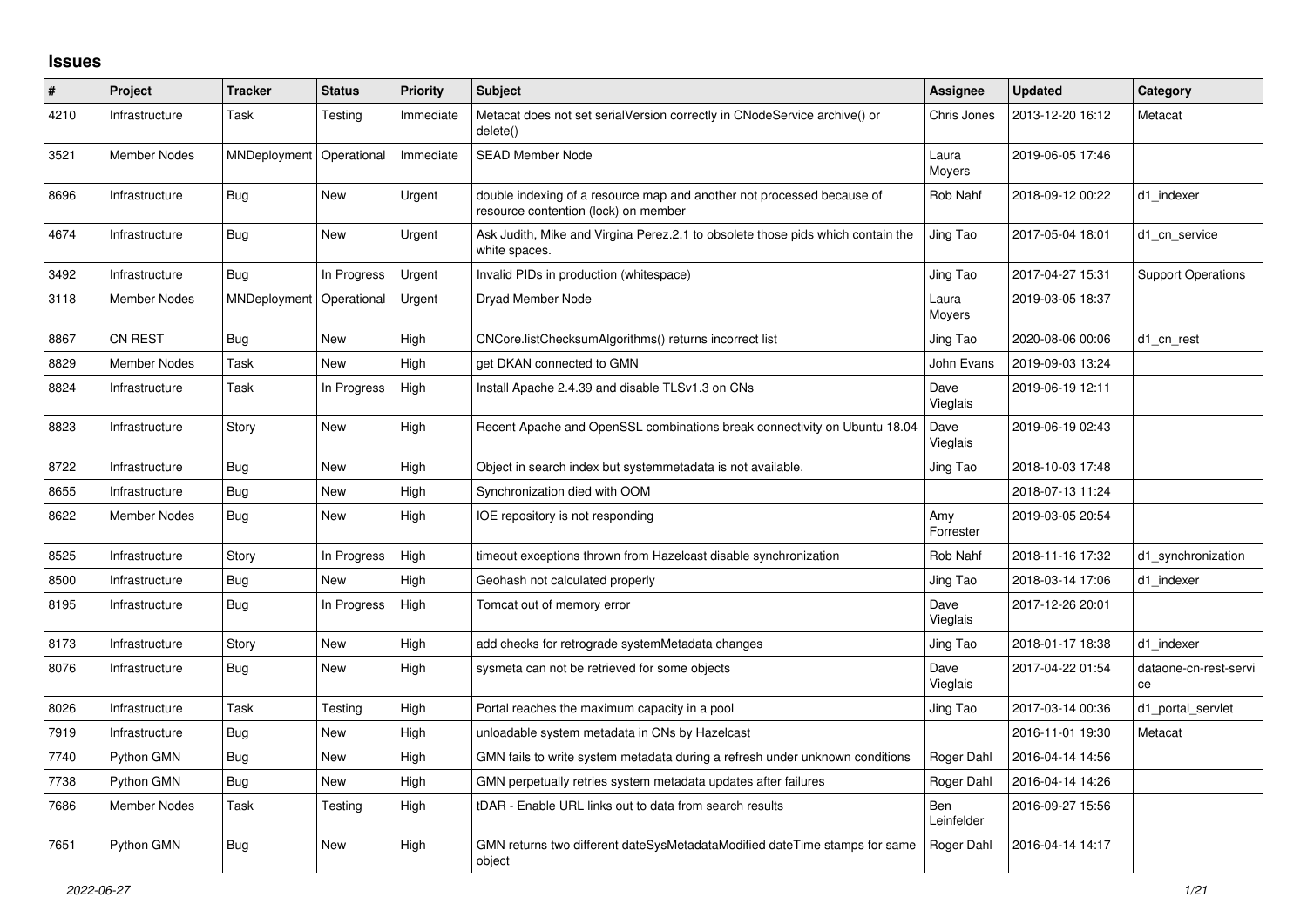# Issues

| # | Project | Tracker | Status | Priority | Subject | Assignee | Updated | Category |
|---|---|---|---|---|---|---|---|---|
| 4210 | Infrastructure | Task | Testing | Immediate | Metacat does not set serialVersion correctly in CNodeService archive() or delete() | Chris Jones | 2013-12-20 16:12 | Metacat |
| 3521 | Member Nodes | MNDeployment | Operational | Immediate | SEAD Member Node | Laura Moyers | 2019-06-05 17:46 | |
| 8696 | Infrastructure | Bug | New | Urgent | double indexing of a resource map and another not processed because of resource contention (lock) on member | Rob Nahf | 2018-09-12 00:22 | d1_indexer |
| 4674 | Infrastructure | Bug | New | Urgent | Ask Judith, Mike and Virgina Perez.2.1 to obsolete those pids which contain the white spaces. | Jing Tao | 2017-05-04 18:01 | d1_cn_service |
| 3492 | Infrastructure | Bug | In Progress | Urgent | Invalid PIDs in production (whitespace) | Jing Tao | 2017-04-27 15:31 | Support Operations |
| 3118 | Member Nodes | MNDeployment | Operational | Urgent | Dryad Member Node | Laura Moyers | 2019-03-05 18:37 | |
| 8867 | CN REST | Bug | New | High | CNCore.listChecksumAlgorithms() returns incorrect list | Jing Tao | 2020-08-06 00:06 | d1_cn_rest |
| 8829 | Member Nodes | Task | New | High | get DKAN connected to GMN | John Evans | 2019-09-03 13:24 | |
| 8824 | Infrastructure | Task | In Progress | High | Install Apache 2.4.39 and disable TLSv1.3 on CNs | Dave Vieglais | 2019-06-19 12:11 | |
| 8823 | Infrastructure | Story | New | High | Recent Apache and OpenSSL combinations break connectivity on Ubuntu 18.04 | Dave Vieglais | 2019-06-19 02:43 | |
| 8722 | Infrastructure | Bug | New | High | Object in search index but systemmetadata is not available. | Jing Tao | 2018-10-03 17:48 | |
| 8655 | Infrastructure | Bug | New | High | Synchronization died with OOM | | 2018-07-13 11:24 | |
| 8622 | Member Nodes | Bug | New | High | IOE repository is not responding | Amy Forrester | 2019-03-05 20:54 | |
| 8525 | Infrastructure | Story | In Progress | High | timeout exceptions thrown from Hazelcast disable synchronization | Rob Nahf | 2018-11-16 17:32 | d1_synchronization |
| 8500 | Infrastructure | Bug | New | High | Geohash not calculated properly | Jing Tao | 2018-03-14 17:06 | d1_indexer |
| 8195 | Infrastructure | Bug | In Progress | High | Tomcat out of memory error | Dave Vieglais | 2017-12-26 20:01 | |
| 8173 | Infrastructure | Story | New | High | add checks for retrograde systemMetadata changes | Jing Tao | 2018-01-17 18:38 | d1_indexer |
| 8076 | Infrastructure | Bug | New | High | sysmeta can not be retrieved for some objects | Dave Vieglais | 2017-04-22 01:54 | dataone-cn-rest-service |
| 8026 | Infrastructure | Task | Testing | High | Portal reaches the maximum capacity in a pool | Jing Tao | 2017-03-14 00:36 | d1_portal_servlet |
| 7919 | Infrastructure | Bug | New | High | unloadable system metadata in CNs by Hazelcast | | 2016-11-01 19:30 | Metacat |
| 7740 | Python GMN | Bug | New | High | GMN fails to write system metadata during a refresh under unknown conditions | Roger Dahl | 2016-04-14 14:56 | |
| 7738 | Python GMN | Bug | New | High | GMN perpetually retries system metadata updates after failures | Roger Dahl | 2016-04-14 14:26 | |
| 7686 | Member Nodes | Task | Testing | High | tDAR - Enable URL links out to data from search results | Ben Leinfelder | 2016-09-27 15:56 | |
| 7651 | Python GMN | Bug | New | High | GMN returns two different dateSysMetadataModified dateTime stamps for same object | Roger Dahl | 2016-04-14 14:17 | |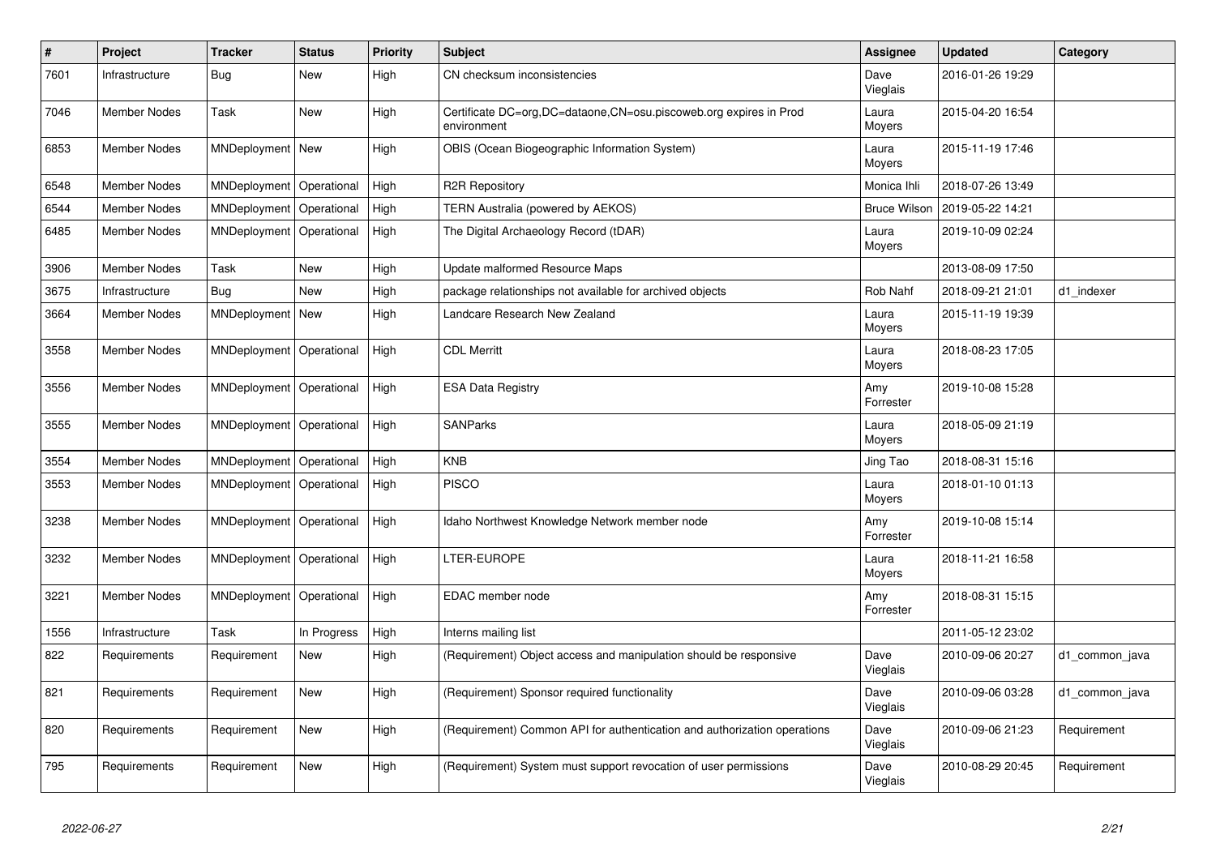| # | Project | Tracker | Status | Priority | Subject | Assignee | Updated | Category |
|---|---|---|---|---|---|---|---|---|
| 7601 | Infrastructure | Bug | New | High | CN checksum inconsistencies | Dave Vieglais | 2016-01-26 19:29 | |
| 7046 | Member Nodes | Task | New | High | Certificate DC=org,DC=dataone,CN=osu.piscoweb.org expires in Prod environment | Laura Moyers | 2015-04-20 16:54 | |
| 6853 | Member Nodes | MNDeployment | New | High | OBIS (Ocean Biogeographic Information System) | Laura Moyers | 2015-11-19 17:46 | |
| 6548 | Member Nodes | MNDeployment | Operational | High | R2R Repository | Monica Ihli | 2018-07-26 13:49 | |
| 6544 | Member Nodes | MNDeployment | Operational | High | TERN Australia (powered by AEKOS) | Bruce Wilson | 2019-05-22 14:21 | |
| 6485 | Member Nodes | MNDeployment | Operational | High | The Digital Archaeology Record (tDAR) | Laura Moyers | 2019-10-09 02:24 | |
| 3906 | Member Nodes | Task | New | High | Update malformed Resource Maps | | 2013-08-09 17:50 | |
| 3675 | Infrastructure | Bug | New | High | package relationships not available for archived objects | Rob Nahf | 2018-09-21 21:01 | d1_indexer |
| 3664 | Member Nodes | MNDeployment | New | High | Landcare Research New Zealand | Laura Moyers | 2015-11-19 19:39 | |
| 3558 | Member Nodes | MNDeployment | Operational | High | CDL Merritt | Laura Moyers | 2018-08-23 17:05 | |
| 3556 | Member Nodes | MNDeployment | Operational | High | ESA Data Registry | Amy Forrester | 2019-10-08 15:28 | |
| 3555 | Member Nodes | MNDeployment | Operational | High | SANParks | Laura Moyers | 2018-05-09 21:19 | |
| 3554 | Member Nodes | MNDeployment | Operational | High | KNB | Jing Tao | 2018-08-31 15:16 | |
| 3553 | Member Nodes | MNDeployment | Operational | High | PISCO | Laura Moyers | 2018-01-10 01:13 | |
| 3238 | Member Nodes | MNDeployment | Operational | High | Idaho Northwest Knowledge Network member node | Amy Forrester | 2019-10-08 15:14 | |
| 3232 | Member Nodes | MNDeployment | Operational | High | LTER-EUROPE | Laura Moyers | 2018-11-21 16:58 | |
| 3221 | Member Nodes | MNDeployment | Operational | High | EDAC member node | Amy Forrester | 2018-08-31 15:15 | |
| 1556 | Infrastructure | Task | In Progress | High | Interns mailing list | | 2011-05-12 23:02 | |
| 822 | Requirements | Requirement | New | High | (Requirement) Object access and manipulation should be responsive | Dave Vieglais | 2010-09-06 20:27 | d1_common_java |
| 821 | Requirements | Requirement | New | High | (Requirement) Sponsor required functionality | Dave Vieglais | 2010-09-06 03:28 | d1_common_java |
| 820 | Requirements | Requirement | New | High | (Requirement) Common API for authentication and authorization operations | Dave Vieglais | 2010-09-06 21:23 | Requirement |
| 795 | Requirements | Requirement | New | High | (Requirement) System must support revocation of user permissions | Dave Vieglais | 2010-08-29 20:45 | Requirement |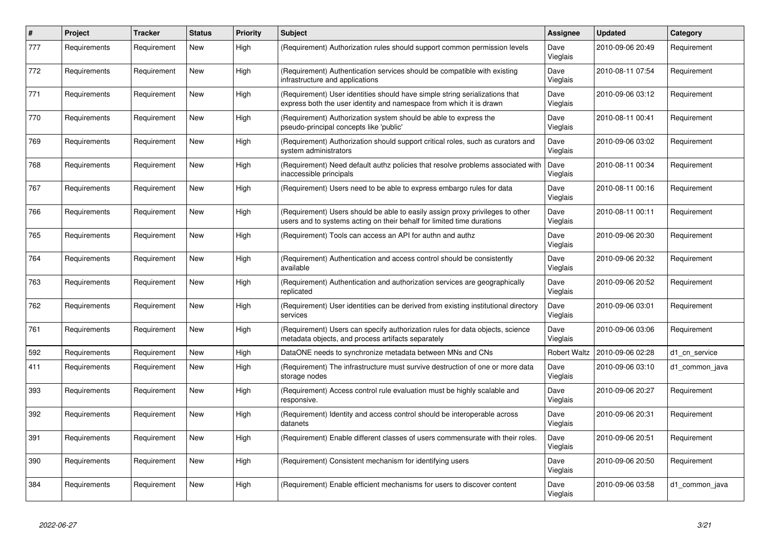| # | Project | Tracker | Status | Priority | Subject | Assignee | Updated | Category |
|---|---|---|---|---|---|---|---|---|
| 777 | Requirements | Requirement | New | High | (Requirement) Authorization rules should support common permission levels | Dave Vieglais | 2010-09-06 20:49 | Requirement |
| 772 | Requirements | Requirement | New | High | (Requirement) Authentication services should be compatible with existing infrastructure and applications | Dave Vieglais | 2010-08-11 07:54 | Requirement |
| 771 | Requirements | Requirement | New | High | (Requirement) User identities should have simple string serializations that express both the user identity and namespace from which it is drawn | Dave Vieglais | 2010-09-06 03:12 | Requirement |
| 770 | Requirements | Requirement | New | High | (Requirement) Authorization system should be able to express the pseudo-principal concepts like 'public' | Dave Vieglais | 2010-08-11 00:41 | Requirement |
| 769 | Requirements | Requirement | New | High | (Requirement) Authorization should support critical roles, such as curators and system administrators | Dave Vieglais | 2010-09-06 03:02 | Requirement |
| 768 | Requirements | Requirement | New | High | (Requirement) Need default authz policies that resolve problems associated with inaccessible principals | Dave Vieglais | 2010-08-11 00:34 | Requirement |
| 767 | Requirements | Requirement | New | High | (Requirement) Users need to be able to express embargo rules for data | Dave Vieglais | 2010-08-11 00:16 | Requirement |
| 766 | Requirements | Requirement | New | High | (Requirement) Users should be able to easily assign proxy privileges to other users and to systems acting on their behalf for limited time durations | Dave Vieglais | 2010-08-11 00:11 | Requirement |
| 765 | Requirements | Requirement | New | High | (Requirement) Tools can access an API for authn and authz | Dave Vieglais | 2010-09-06 20:30 | Requirement |
| 764 | Requirements | Requirement | New | High | (Requirement) Authentication and access control should be consistently available | Dave Vieglais | 2010-09-06 20:32 | Requirement |
| 763 | Requirements | Requirement | New | High | (Requirement) Authentication and authorization services are geographically replicated | Dave Vieglais | 2010-09-06 20:52 | Requirement |
| 762 | Requirements | Requirement | New | High | (Requirement) User identities can be derived from existing institutional directory services | Dave Vieglais | 2010-09-06 03:01 | Requirement |
| 761 | Requirements | Requirement | New | High | (Requirement) Users can specify authorization rules for data objects, science metadata objects, and process artifacts separately | Dave Vieglais | 2010-09-06 03:06 | Requirement |
| 592 | Requirements | Requirement | New | High | DataONE needs to synchronize metadata between MNs and CNs | Robert Waltz | 2010-09-06 02:28 | d1_cn_service |
| 411 | Requirements | Requirement | New | High | (Requirement) The infrastructure must survive destruction of one or more data storage nodes | Dave Vieglais | 2010-09-06 03:10 | d1_common_java |
| 393 | Requirements | Requirement | New | High | (Requirement) Access control rule evaluation must be highly scalable and responsive. | Dave Vieglais | 2010-09-06 20:27 | Requirement |
| 392 | Requirements | Requirement | New | High | (Requirement) Identity and access control should be interoperable across datanets | Dave Vieglais | 2010-09-06 20:31 | Requirement |
| 391 | Requirements | Requirement | New | High | (Requirement) Enable different classes of users commensurate with their roles. | Dave Vieglais | 2010-09-06 20:51 | Requirement |
| 390 | Requirements | Requirement | New | High | (Requirement) Consistent mechanism for identifying users | Dave Vieglais | 2010-09-06 20:50 | Requirement |
| 384 | Requirements | Requirement | New | High | (Requirement) Enable efficient mechanisms for users to discover content | Dave Vieglais | 2010-09-06 03:58 | d1_common_java |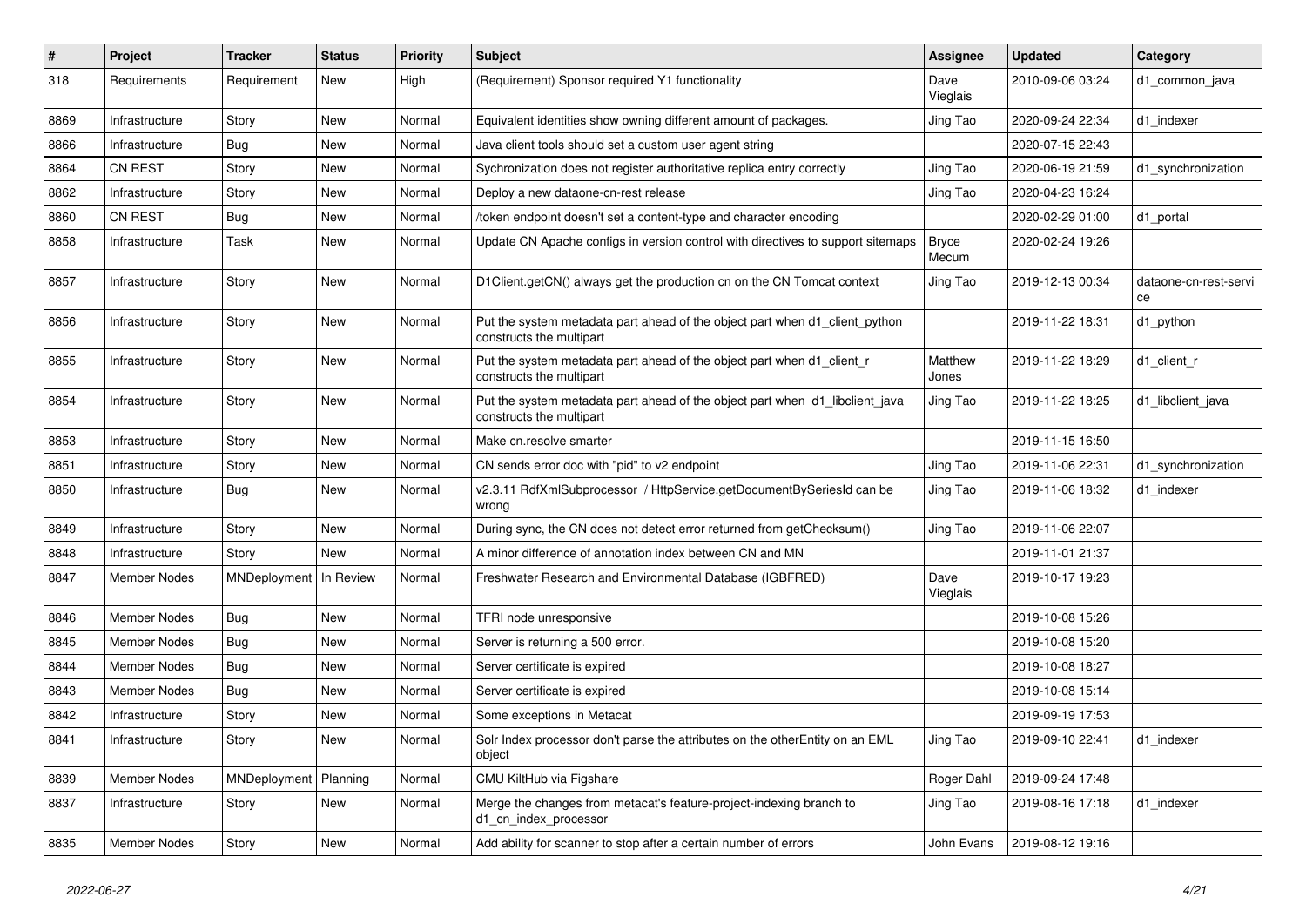| # | Project | Tracker | Status | Priority | Subject | Assignee | Updated | Category |
|---|---|---|---|---|---|---|---|---|
| 318 | Requirements | Requirement | New | High | (Requirement) Sponsor required Y1 functionality | Dave Vieglais | 2010-09-06 03:24 | d1_common_java |
| 8869 | Infrastructure | Story | New | Normal | Equivalent identities show owning different amount of packages. | Jing Tao | 2020-09-24 22:34 | d1_indexer |
| 8866 | Infrastructure | Bug | New | Normal | Java client tools should set a custom user agent string | | 2020-07-15 22:43 | |
| 8864 | CN REST | Story | New | Normal | Sychronization does not register authoritative replica entry correctly | Jing Tao | 2020-06-19 21:59 | d1_synchronization |
| 8862 | Infrastructure | Story | New | Normal | Deploy a new dataone-cn-rest release | Jing Tao | 2020-04-23 16:24 | |
| 8860 | CN REST | Bug | New | Normal | /token endpoint doesn't set a content-type and character encoding | | 2020-02-29 01:00 | d1_portal |
| 8858 | Infrastructure | Task | New | Normal | Update CN Apache configs in version control with directives to support sitemaps | Bryce Mecum | 2020-02-24 19:26 | |
| 8857 | Infrastructure | Story | New | Normal | D1Client.getCN() always get the production cn on the CN Tomcat context | Jing Tao | 2019-12-13 00:34 | dataone-cn-rest-service |
| 8856 | Infrastructure | Story | New | Normal | Put the system metadata part ahead of the object part when d1_client_python constructs the multipart | | 2019-11-22 18:31 | d1_python |
| 8855 | Infrastructure | Story | New | Normal | Put the system metadata part ahead of the object part when d1_client_r constructs the multipart | Matthew Jones | 2019-11-22 18:29 | d1_client_r |
| 8854 | Infrastructure | Story | New | Normal | Put the system metadata part ahead of the object part when d1_libclient_java constructs the multipart | Jing Tao | 2019-11-22 18:25 | d1_libclient_java |
| 8853 | Infrastructure | Story | New | Normal | Make cn.resolve smarter | | 2019-11-15 16:50 | |
| 8851 | Infrastructure | Story | New | Normal | CN sends error doc with "pid" to v2 endpoint | Jing Tao | 2019-11-06 22:31 | d1_synchronization |
| 8850 | Infrastructure | Bug | New | Normal | v2.3.11 RdfXmlSubprocessor / HttpService.getDocumentBySeriesId can be wrong | Jing Tao | 2019-11-06 18:32 | d1_indexer |
| 8849 | Infrastructure | Story | New | Normal | During sync, the CN does not detect error returned from getChecksum() | Jing Tao | 2019-11-06 22:07 | |
| 8848 | Infrastructure | Story | New | Normal | A minor difference of annotation index between CN and MN | | 2019-11-01 21:37 | |
| 8847 | Member Nodes | MNDeployment | In Review | Normal | Freshwater Research and Environmental Database (IGBFRED) | Dave Vieglais | 2019-10-17 19:23 | |
| 8846 | Member Nodes | Bug | New | Normal | TFRI node unresponsive | | 2019-10-08 15:26 | |
| 8845 | Member Nodes | Bug | New | Normal | Server is returning a 500 error. | | 2019-10-08 15:20 | |
| 8844 | Member Nodes | Bug | New | Normal | Server certificate is expired | | 2019-10-08 18:27 | |
| 8843 | Member Nodes | Bug | New | Normal | Server certificate is expired | | 2019-10-08 15:14 | |
| 8842 | Infrastructure | Story | New | Normal | Some exceptions in Metacat | | 2019-09-19 17:53 | |
| 8841 | Infrastructure | Story | New | Normal | Solr Index processor don't parse the attributes on the otherEntity on an EML object | Jing Tao | 2019-09-10 22:41 | d1_indexer |
| 8839 | Member Nodes | MNDeployment | Planning | Normal | CMU KiltHub via Figshare | Roger Dahl | 2019-09-24 17:48 | |
| 8837 | Infrastructure | Story | New | Normal | Merge the changes from metacat's feature-project-indexing branch to d1_cn_index_processor | Jing Tao | 2019-08-16 17:18 | d1_indexer |
| 8835 | Member Nodes | Story | New | Normal | Add ability for scanner to stop after a certain number of errors | John Evans | 2019-08-12 19:16 | |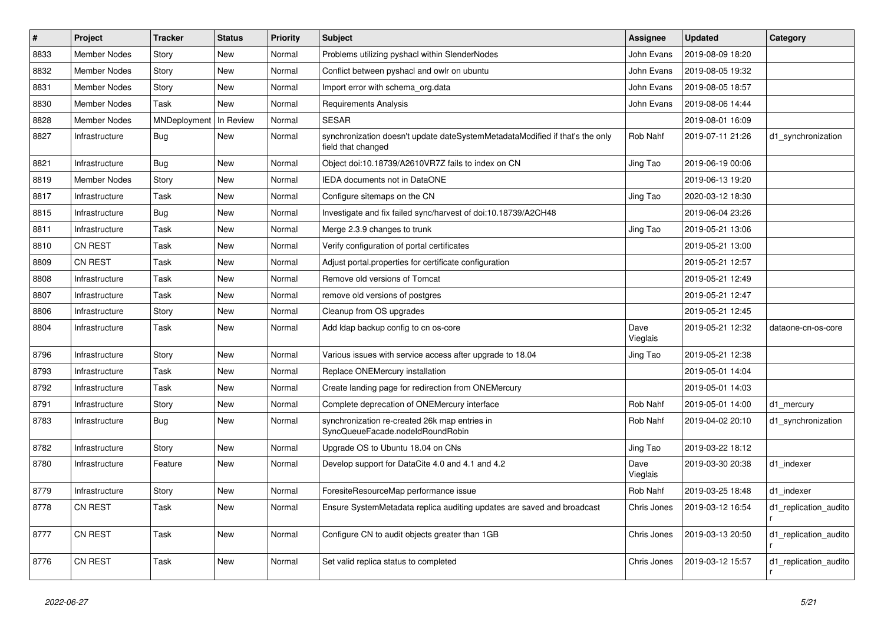| # | Project | Tracker | Status | Priority | Subject | Assignee | Updated | Category |
|---|---|---|---|---|---|---|---|---|
| 8833 | Member Nodes | Story | New | Normal | Problems utilizing pyshacl within SlenderNodes | John Evans | 2019-08-09 18:20 | |
| 8832 | Member Nodes | Story | New | Normal | Conflict between pyshacl and owlr on ubuntu | John Evans | 2019-08-05 19:32 | |
| 8831 | Member Nodes | Story | New | Normal | Import error with schema_org.data | John Evans | 2019-08-05 18:57 | |
| 8830 | Member Nodes | Task | New | Normal | Requirements Analysis | John Evans | 2019-08-06 14:44 | |
| 8828 | Member Nodes | MNDeployment | In Review | Normal | SESAR | | 2019-08-01 16:09 | |
| 8827 | Infrastructure | Bug | New | Normal | synchronization doesn't update dateSystemMetadataModified if that's the only field that changed | Rob Nahf | 2019-07-11 21:26 | d1_synchronization |
| 8821 | Infrastructure | Bug | New | Normal | Object doi:10.18739/A2610VR7Z fails to index on CN | Jing Tao | 2019-06-19 00:06 | |
| 8819 | Member Nodes | Story | New | Normal | IEDA documents not in DataONE | | 2019-06-13 19:20 | |
| 8817 | Infrastructure | Task | New | Normal | Configure sitemaps on the CN | Jing Tao | 2020-03-12 18:30 | |
| 8815 | Infrastructure | Bug | New | Normal | Investigate and fix failed sync/harvest of doi:10.18739/A2CH48 | | 2019-06-04 23:26 | |
| 8811 | Infrastructure | Task | New | Normal | Merge 2.3.9 changes to trunk | Jing Tao | 2019-05-21 13:06 | |
| 8810 | CN REST | Task | New | Normal | Verify configuration of portal certificates | | 2019-05-21 13:00 | |
| 8809 | CN REST | Task | New | Normal | Adjust portal.properties for certificate configuration | | 2019-05-21 12:57 | |
| 8808 | Infrastructure | Task | New | Normal | Remove old versions of Tomcat | | 2019-05-21 12:49 | |
| 8807 | Infrastructure | Task | New | Normal | remove old versions of postgres | | 2019-05-21 12:47 | |
| 8806 | Infrastructure | Story | New | Normal | Cleanup from OS upgrades | | 2019-05-21 12:45 | |
| 8804 | Infrastructure | Task | New | Normal | Add ldap backup config to cn os-core | Dave Vieglais | 2019-05-21 12:32 | dataone-cn-os-core |
| 8796 | Infrastructure | Story | New | Normal | Various issues with service access after upgrade to 18.04 | Jing Tao | 2019-05-21 12:38 | |
| 8793 | Infrastructure | Task | New | Normal | Replace ONEMercury installation | | 2019-05-01 14:04 | |
| 8792 | Infrastructure | Task | New | Normal | Create landing page for redirection from ONEMercury | | 2019-05-01 14:03 | |
| 8791 | Infrastructure | Story | New | Normal | Complete deprecation of ONEMercury interface | Rob Nahf | 2019-05-01 14:00 | d1_mercury |
| 8783 | Infrastructure | Bug | New | Normal | synchronization re-created 26k map entries in SyncQueueFacade.nodeIdRoundRobin | Rob Nahf | 2019-04-02 20:10 | d1_synchronization |
| 8782 | Infrastructure | Story | New | Normal | Upgrade OS to Ubuntu 18.04 on CNs | Jing Tao | 2019-03-22 18:12 | |
| 8780 | Infrastructure | Feature | New | Normal | Develop support for DataCite 4.0 and 4.1 and 4.2 | Dave Vieglais | 2019-03-30 20:38 | d1_indexer |
| 8779 | Infrastructure | Story | New | Normal | ForesiteResourceMap performance issue | Rob Nahf | 2019-03-25 18:48 | d1_indexer |
| 8778 | CN REST | Task | New | Normal | Ensure SystemMetadata replica auditing updates are saved and broadcast | Chris Jones | 2019-03-12 16:54 | d1_replication_auditor |
| 8777 | CN REST | Task | New | Normal | Configure CN to audit objects greater than 1GB | Chris Jones | 2019-03-13 20:50 | d1_replication_auditor |
| 8776 | CN REST | Task | New | Normal | Set valid replica status to completed | Chris Jones | 2019-03-12 15:57 | d1_replication_auditor |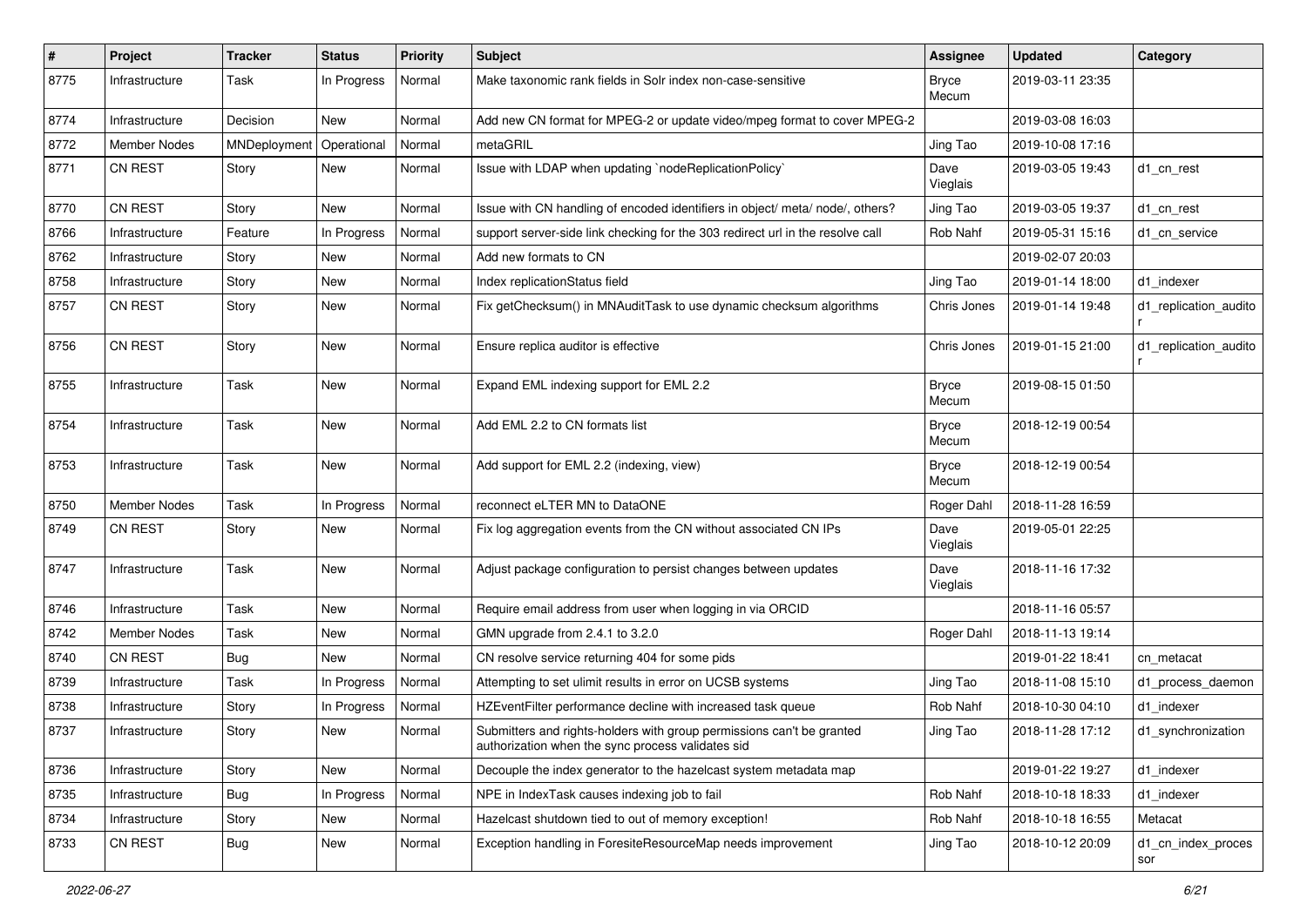| # | Project | Tracker | Status | Priority | Subject | Assignee | Updated | Category |
|---|---|---|---|---|---|---|---|---|
| 8775 | Infrastructure | Task | In Progress | Normal | Make taxonomic rank fields in Solr index non-case-sensitive | Bryce Mecum | 2019-03-11 23:35 | |
| 8774 | Infrastructure | Decision | New | Normal | Add new CN format for MPEG-2 or update video/mpeg format to cover MPEG-2 | | 2019-03-08 16:03 | |
| 8772 | Member Nodes | MNDeployment | Operational | Normal | metaGRIL | Jing Tao | 2019-10-08 17:16 | |
| 8771 | CN REST | Story | New | Normal | Issue with LDAP when updating `nodeReplicationPolicy` | Dave Vieglais | 2019-03-05 19:43 | d1_cn_rest |
| 8770 | CN REST | Story | New | Normal | Issue with CN handling of encoded identifiers in object/ meta/ node/, others? | Jing Tao | 2019-03-05 19:37 | d1_cn_rest |
| 8766 | Infrastructure | Feature | In Progress | Normal | support server-side link checking for the 303 redirect url in the resolve call | Rob Nahf | 2019-05-31 15:16 | d1_cn_service |
| 8762 | Infrastructure | Story | New | Normal | Add new formats to CN | | 2019-02-07 20:03 | |
| 8758 | Infrastructure | Story | New | Normal | Index replicationStatus field | Jing Tao | 2019-01-14 18:00 | d1_indexer |
| 8757 | CN REST | Story | New | Normal | Fix getChecksum() in MNAuditTask to use dynamic checksum algorithms | Chris Jones | 2019-01-14 19:48 | d1_replication_auditor |
| 8756 | CN REST | Story | New | Normal | Ensure replica auditor is effective | Chris Jones | 2019-01-15 21:00 | d1_replication_auditor |
| 8755 | Infrastructure | Task | New | Normal | Expand EML indexing support for EML 2.2 | Bryce Mecum | 2019-08-15 01:50 | |
| 8754 | Infrastructure | Task | New | Normal | Add EML 2.2 to CN formats list | Bryce Mecum | 2018-12-19 00:54 | |
| 8753 | Infrastructure | Task | New | Normal | Add support for EML 2.2 (indexing, view) | Bryce Mecum | 2018-12-19 00:54 | |
| 8750 | Member Nodes | Task | In Progress | Normal | reconnect eLTER MN to DataONE | Roger Dahl | 2018-11-28 16:59 | |
| 8749 | CN REST | Story | New | Normal | Fix log aggregation events from the CN without associated CN IPs | Dave Vieglais | 2019-05-01 22:25 | |
| 8747 | Infrastructure | Task | New | Normal | Adjust package configuration to persist changes between updates | Dave Vieglais | 2018-11-16 17:32 | |
| 8746 | Infrastructure | Task | New | Normal | Require email address from user when logging in via ORCID | | 2018-11-16 05:57 | |
| 8742 | Member Nodes | Task | New | Normal | GMN upgrade from 2.4.1 to 3.2.0 | Roger Dahl | 2018-11-13 19:14 | |
| 8740 | CN REST | Bug | New | Normal | CN resolve service returning 404 for some pids | | 2019-01-22 18:41 | cn_metacat |
| 8739 | Infrastructure | Task | In Progress | Normal | Attempting to set ulimit results in error on UCSB systems | Jing Tao | 2018-11-08 15:10 | d1_process_daemon |
| 8738 | Infrastructure | Story | In Progress | Normal | HZEventFilter performance decline with increased task queue | Rob Nahf | 2018-10-30 04:10 | d1_indexer |
| 8737 | Infrastructure | Story | New | Normal | Submitters and rights-holders with group permissions can't be granted authorization when the sync process validates sid | Jing Tao | 2018-11-28 17:12 | d1_synchronization |
| 8736 | Infrastructure | Story | New | Normal | Decouple the index generator to the hazelcast system metadata map | | 2019-01-22 19:27 | d1_indexer |
| 8735 | Infrastructure | Bug | In Progress | Normal | NPE in IndexTask causes indexing job to fail | Rob Nahf | 2018-10-18 18:33 | d1_indexer |
| 8734 | Infrastructure | Story | New | Normal | Hazelcast shutdown tied to out of memory exception! | Rob Nahf | 2018-10-18 16:55 | Metacat |
| 8733 | CN REST | Bug | New | Normal | Exception handling in ForesiteResourceMap needs improvement | Jing Tao | 2018-10-12 20:09 | d1_cn_index_processor |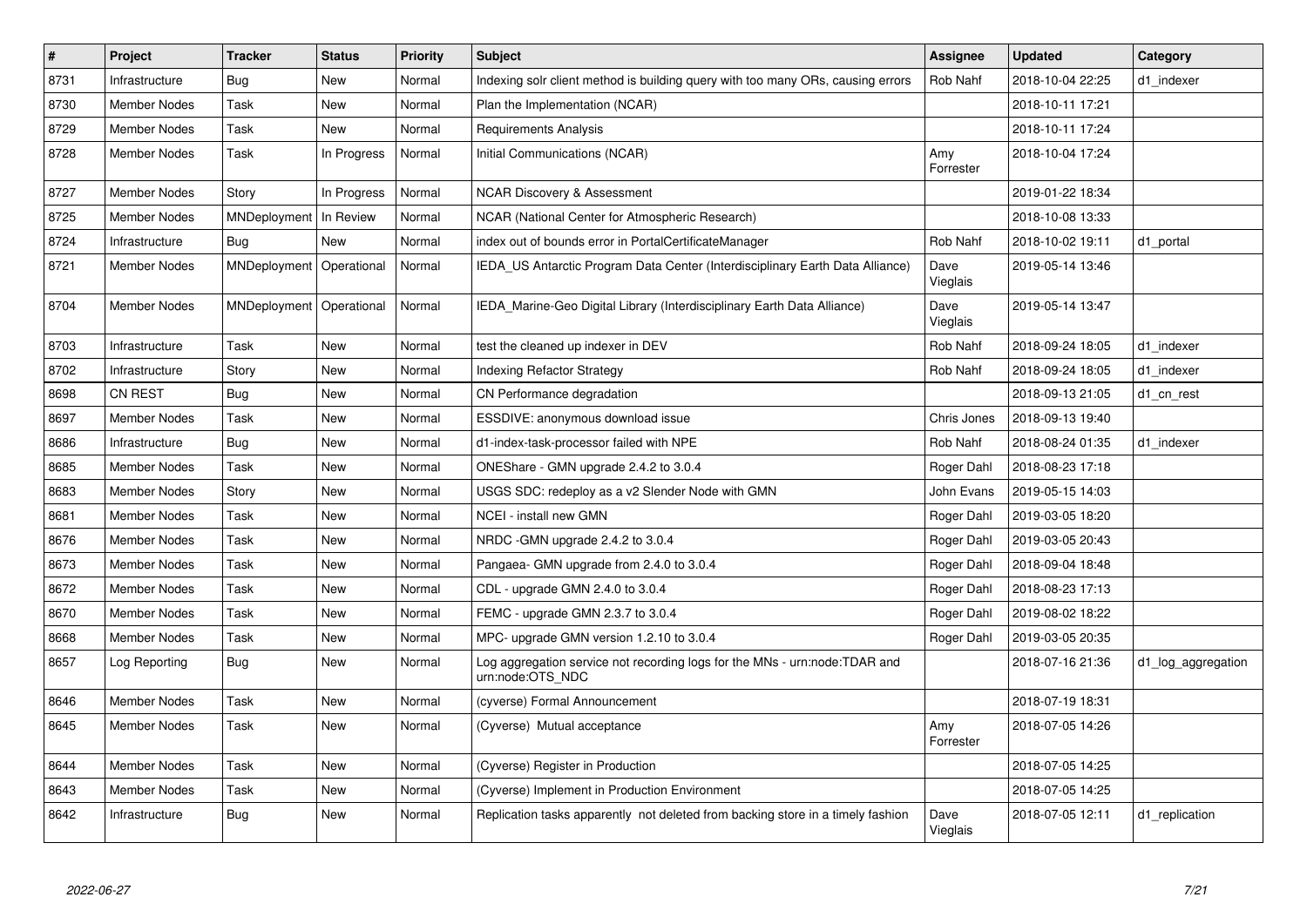| # | Project | Tracker | Status | Priority | Subject | Assignee | Updated | Category |
|---|---|---|---|---|---|---|---|---|
| 8731 | Infrastructure | Bug | New | Normal | Indexing solr client method is building query with too many ORs, causing errors | Rob Nahf | 2018-10-04 22:25 | d1_indexer |
| 8730 | Member Nodes | Task | New | Normal | Plan the Implementation (NCAR) | | 2018-10-11 17:21 | |
| 8729 | Member Nodes | Task | New | Normal | Requirements Analysis | | 2018-10-11 17:24 | |
| 8728 | Member Nodes | Task | In Progress | Normal | Initial Communications (NCAR) | Amy Forrester | 2018-10-04 17:24 | |
| 8727 | Member Nodes | Story | In Progress | Normal | NCAR Discovery & Assessment | | 2019-01-22 18:34 | |
| 8725 | Member Nodes | MNDeployment | In Review | Normal | NCAR (National Center for Atmospheric Research) | | 2018-10-08 13:33 | |
| 8724 | Infrastructure | Bug | New | Normal | index out of bounds error in PortalCertificateManager | Rob Nahf | 2018-10-02 19:11 | d1_portal |
| 8721 | Member Nodes | MNDeployment | Operational | Normal | IEDA_US Antarctic Program Data Center (Interdisciplinary Earth Data Alliance) | Dave Vieglais | 2019-05-14 13:46 | |
| 8704 | Member Nodes | MNDeployment | Operational | Normal | IEDA_Marine-Geo Digital Library (Interdisciplinary Earth Data Alliance) | Dave Vieglais | 2019-05-14 13:47 | |
| 8703 | Infrastructure | Task | New | Normal | test the cleaned up indexer in DEV | Rob Nahf | 2018-09-24 18:05 | d1_indexer |
| 8702 | Infrastructure | Story | New | Normal | Indexing Refactor Strategy | Rob Nahf | 2018-09-24 18:05 | d1_indexer |
| 8698 | CN REST | Bug | New | Normal | CN Performance degradation | | 2018-09-13 21:05 | d1_cn_rest |
| 8697 | Member Nodes | Task | New | Normal | ESSDIVE: anonymous download issue | Chris Jones | 2018-09-13 19:40 | |
| 8686 | Infrastructure | Bug | New | Normal | d1-index-task-processor failed with NPE | Rob Nahf | 2018-08-24 01:35 | d1_indexer |
| 8685 | Member Nodes | Task | New | Normal | ONEShare - GMN upgrade 2.4.2 to 3.0.4 | Roger Dahl | 2018-08-23 17:18 | |
| 8683 | Member Nodes | Story | New | Normal | USGS SDC: redeploy as a v2 Slender Node with GMN | John Evans | 2019-05-15 14:03 | |
| 8681 | Member Nodes | Task | New | Normal | NCEI - install new GMN | Roger Dahl | 2019-03-05 18:20 | |
| 8676 | Member Nodes | Task | New | Normal | NRDC -GMN upgrade 2.4.2 to 3.0.4 | Roger Dahl | 2019-03-05 20:43 | |
| 8673 | Member Nodes | Task | New | Normal | Pangaea- GMN upgrade from 2.4.0 to 3.0.4 | Roger Dahl | 2018-09-04 18:48 | |
| 8672 | Member Nodes | Task | New | Normal | CDL - upgrade GMN 2.4.0 to 3.0.4 | Roger Dahl | 2018-08-23 17:13 | |
| 8670 | Member Nodes | Task | New | Normal | FEMC - upgrade GMN 2.3.7 to 3.0.4 | Roger Dahl | 2019-08-02 18:22 | |
| 8668 | Member Nodes | Task | New | Normal | MPC- upgrade GMN version 1.2.10 to 3.0.4 | Roger Dahl | 2019-03-05 20:35 | |
| 8657 | Log Reporting | Bug | New | Normal | Log aggregation service not recording logs for the MNs - urn:node:TDAR and urn:node:OTS_NDC | | 2018-07-16 21:36 | d1_log_aggregation |
| 8646 | Member Nodes | Task | New | Normal | (cyverse) Formal Announcement | | 2018-07-19 18:31 | |
| 8645 | Member Nodes | Task | New | Normal | (Cyverse) Mutual acceptance | Amy Forrester | 2018-07-05 14:26 | |
| 8644 | Member Nodes | Task | New | Normal | (Cyverse) Register in Production | | 2018-07-05 14:25 | |
| 8643 | Member Nodes | Task | New | Normal | (Cyverse) Implement in Production Environment | | 2018-07-05 14:25 | |
| 8642 | Infrastructure | Bug | New | Normal | Replication tasks apparently not deleted from backing store in a timely fashion | Dave Vieglais | 2018-07-05 12:11 | d1_replication |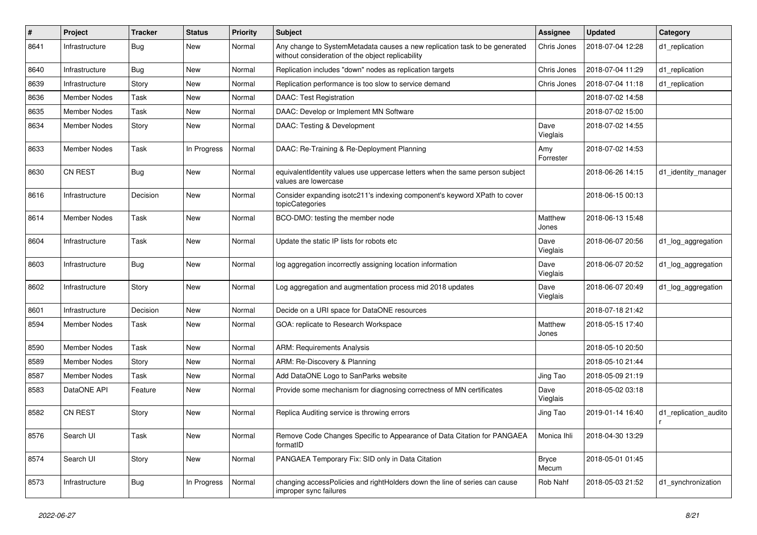| # | Project | Tracker | Status | Priority | Subject | Assignee | Updated | Category |
|---|---|---|---|---|---|---|---|---|
| 8641 | Infrastructure | Bug | New | Normal | Any change to SystemMetadata causes a new replication task to be generated without consideration of the object replicability | Chris Jones | 2018-07-04 12:28 | d1_replication |
| 8640 | Infrastructure | Bug | New | Normal | Replication includes "down" nodes as replication targets | Chris Jones | 2018-07-04 11:29 | d1_replication |
| 8639 | Infrastructure | Story | New | Normal | Replication performance is too slow to service demand | Chris Jones | 2018-07-04 11:18 | d1_replication |
| 8636 | Member Nodes | Task | New | Normal | DAAC: Test Registration | | 2018-07-02 14:58 | |
| 8635 | Member Nodes | Task | New | Normal | DAAC: Develop or Implement MN Software | | 2018-07-02 15:00 | |
| 8634 | Member Nodes | Story | New | Normal | DAAC: Testing & Development | Dave Vieglais | 2018-07-02 14:55 | |
| 8633 | Member Nodes | Task | In Progress | Normal | DAAC: Re-Training & Re-Deployment Planning | Amy Forrester | 2018-07-02 14:53 | |
| 8630 | CN REST | Bug | New | Normal | equivalentIdentity values use uppercase letters when the same person subject values are lowercase | | 2018-06-26 14:15 | d1_identity_manager |
| 8616 | Infrastructure | Decision | New | Normal | Consider expanding isotc211's indexing component's keyword XPath to cover topicCategories | | 2018-06-15 00:13 | |
| 8614 | Member Nodes | Task | New | Normal | BCO-DMO: testing the member node | Matthew Jones | 2018-06-13 15:48 | |
| 8604 | Infrastructure | Task | New | Normal | Update the static IP lists for robots etc | Dave Vieglais | 2018-06-07 20:56 | d1_log_aggregation |
| 8603 | Infrastructure | Bug | New | Normal | log aggregation incorrectly assigning location information | Dave Vieglais | 2018-06-07 20:52 | d1_log_aggregation |
| 8602 | Infrastructure | Story | New | Normal | Log aggregation and augmentation process mid 2018 updates | Dave Vieglais | 2018-06-07 20:49 | d1_log_aggregation |
| 8601 | Infrastructure | Decision | New | Normal | Decide on a URI space for DataONE resources | | 2018-07-18 21:42 | |
| 8594 | Member Nodes | Task | New | Normal | GOA: replicate to Research Workspace | Matthew Jones | 2018-05-15 17:40 | |
| 8590 | Member Nodes | Task | New | Normal | ARM: Requirements Analysis | | 2018-05-10 20:50 | |
| 8589 | Member Nodes | Story | New | Normal | ARM: Re-Discovery & Planning | | 2018-05-10 21:44 | |
| 8587 | Member Nodes | Task | New | Normal | Add DataONE Logo to SanParks website | Jing Tao | 2018-05-09 21:19 | |
| 8583 | DataONE API | Feature | New | Normal | Provide some mechanism for diagnosing correctness of MN certificates | Dave Vieglais | 2018-05-02 03:18 | |
| 8582 | CN REST | Story | New | Normal | Replica Auditing service is throwing errors | Jing Tao | 2019-01-14 16:40 | d1_replication_auditor |
| 8576 | Search UI | Task | New | Normal | Remove Code Changes Specific to Appearance of Data Citation for PANGAEA formatID | Monica Ihli | 2018-04-30 13:29 | |
| 8574 | Search UI | Story | New | Normal | PANGAEA Temporary Fix: SID only in Data Citation | Bryce Mecum | 2018-05-01 01:45 | |
| 8573 | Infrastructure | Bug | In Progress | Normal | changing accessPolicies and rightHolders down the line of series can cause improper sync failures | Rob Nahf | 2018-05-03 21:52 | d1_synchronization |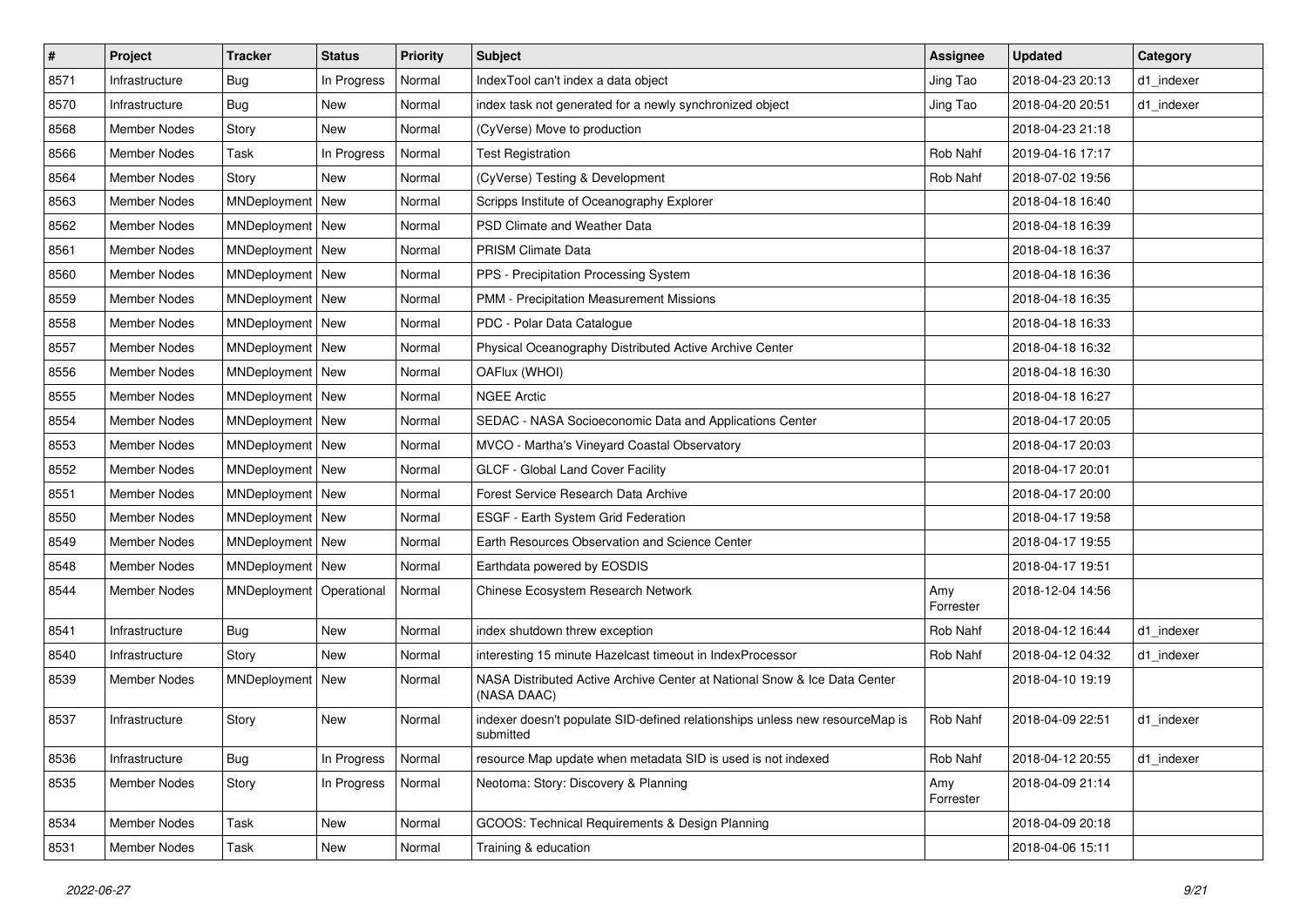| # | Project | Tracker | Status | Priority | Subject | Assignee | Updated | Category |
|---|---|---|---|---|---|---|---|---|
| 8571 | Infrastructure | Bug | In Progress | Normal | IndexTool can't index a data object | Jing Tao | 2018-04-23 20:13 | d1_indexer |
| 8570 | Infrastructure | Bug | New | Normal | index task not generated for a newly synchronized object | Jing Tao | 2018-04-20 20:51 | d1_indexer |
| 8568 | Member Nodes | Story | New | Normal | (CyVerse) Move to production | | 2018-04-23 21:18 | |
| 8566 | Member Nodes | Task | In Progress | Normal | Test Registration | Rob Nahf | 2019-04-16 17:17 | |
| 8564 | Member Nodes | Story | New | Normal | (CyVerse) Testing & Development | Rob Nahf | 2018-07-02 19:56 | |
| 8563 | Member Nodes | MNDeployment | New | Normal | Scripps Institute of Oceanography Explorer | | 2018-04-18 16:40 | |
| 8562 | Member Nodes | MNDeployment | New | Normal | PSD Climate and Weather Data | | 2018-04-18 16:39 | |
| 8561 | Member Nodes | MNDeployment | New | Normal | PRISM Climate Data | | 2018-04-18 16:37 | |
| 8560 | Member Nodes | MNDeployment | New | Normal | PPS - Precipitation Processing System | | 2018-04-18 16:36 | |
| 8559 | Member Nodes | MNDeployment | New | Normal | PMM - Precipitation Measurement Missions | | 2018-04-18 16:35 | |
| 8558 | Member Nodes | MNDeployment | New | Normal | PDC - Polar Data Catalogue | | 2018-04-18 16:33 | |
| 8557 | Member Nodes | MNDeployment | New | Normal | Physical Oceanography Distributed Active Archive Center | | 2018-04-18 16:32 | |
| 8556 | Member Nodes | MNDeployment | New | Normal | OAFlux (WHOI) | | 2018-04-18 16:30 | |
| 8555 | Member Nodes | MNDeployment | New | Normal | NGEE Arctic | | 2018-04-18 16:27 | |
| 8554 | Member Nodes | MNDeployment | New | Normal | SEDAC - NASA Socioeconomic Data and Applications Center | | 2018-04-17 20:05 | |
| 8553 | Member Nodes | MNDeployment | New | Normal | MVCO - Martha's Vineyard Coastal Observatory | | 2018-04-17 20:03 | |
| 8552 | Member Nodes | MNDeployment | New | Normal | GLCF - Global Land Cover Facility | | 2018-04-17 20:01 | |
| 8551 | Member Nodes | MNDeployment | New | Normal | Forest Service Research Data Archive | | 2018-04-17 20:00 | |
| 8550 | Member Nodes | MNDeployment | New | Normal | ESGF - Earth System Grid Federation | | 2018-04-17 19:58 | |
| 8549 | Member Nodes | MNDeployment | New | Normal | Earth Resources Observation and Science Center | | 2018-04-17 19:55 | |
| 8548 | Member Nodes | MNDeployment | New | Normal | Earthdata powered by EOSDIS | | 2018-04-17 19:51 | |
| 8544 | Member Nodes | MNDeployment | Operational | Normal | Chinese Ecosystem Research Network | Amy Forrester | 2018-12-04 14:56 | |
| 8541 | Infrastructure | Bug | New | Normal | index shutdown threw exception | Rob Nahf | 2018-04-12 16:44 | d1_indexer |
| 8540 | Infrastructure | Story | New | Normal | interesting 15 minute Hazelcast timeout in IndexProcessor | Rob Nahf | 2018-04-12 04:32 | d1_indexer |
| 8539 | Member Nodes | MNDeployment | New | Normal | NASA Distributed Active Archive Center at National Snow & Ice Data Center (NASA DAAC) | | 2018-04-10 19:19 | |
| 8537 | Infrastructure | Story | New | Normal | indexer doesn't populate SID-defined relationships unless new resourceMap is submitted | Rob Nahf | 2018-04-09 22:51 | d1_indexer |
| 8536 | Infrastructure | Bug | In Progress | Normal | resource Map update when metadata SID is used is not indexed | Rob Nahf | 2018-04-12 20:55 | d1_indexer |
| 8535 | Member Nodes | Story | In Progress | Normal | Neotoma: Story: Discovery & Planning | Amy Forrester | 2018-04-09 21:14 | |
| 8534 | Member Nodes | Task | New | Normal | GCOOS: Technical Requirements & Design Planning | | 2018-04-09 20:18 | |
| 8531 | Member Nodes | Task | New | Normal | Training & education | | 2018-04-06 15:11 | |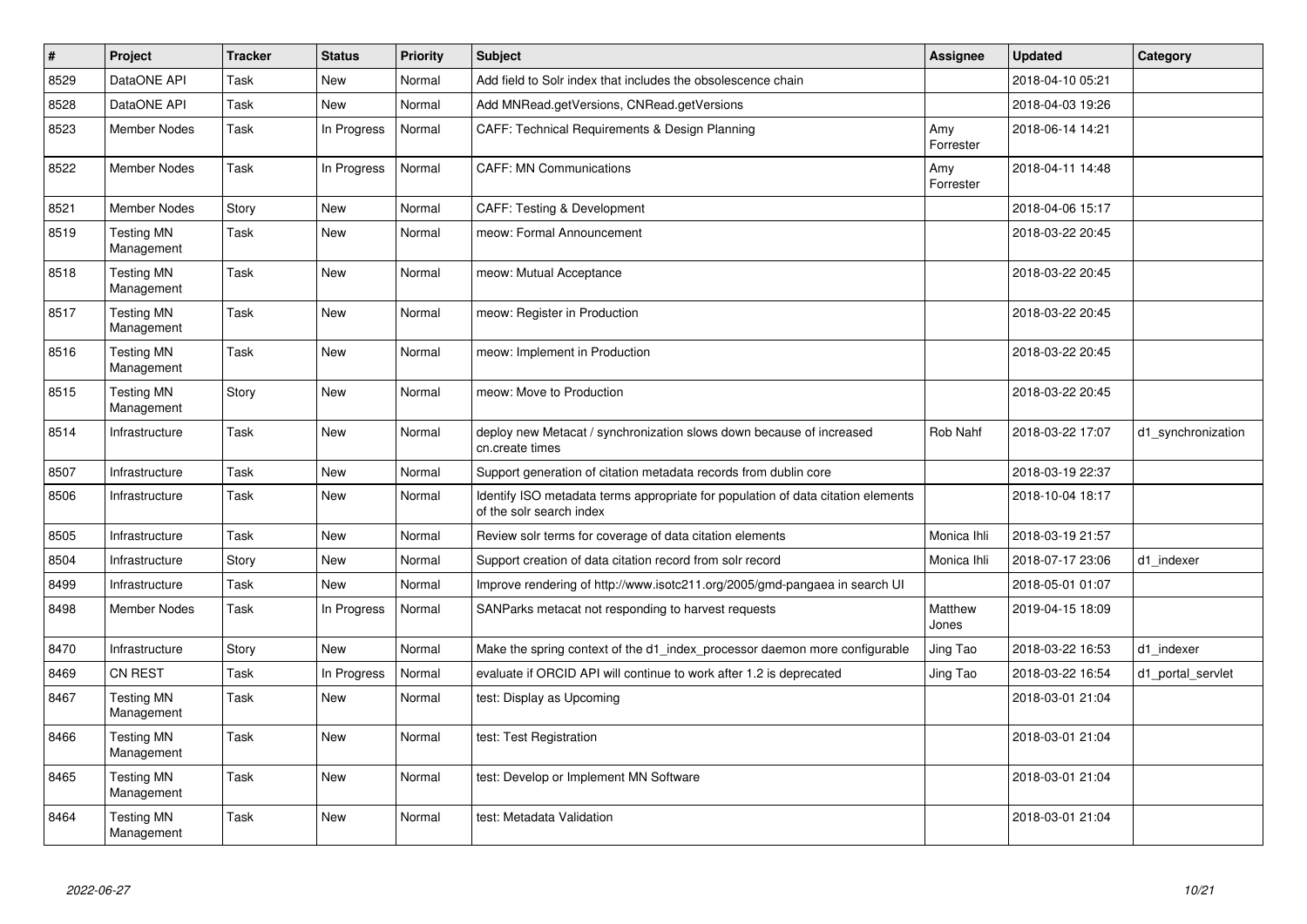| # | Project | Tracker | Status | Priority | Subject | Assignee | Updated | Category |
|---|---|---|---|---|---|---|---|---|
| 8529 | DataONE API | Task | New | Normal | Add field to Solr index that includes the obsolescence chain | | 2018-04-10 05:21 | |
| 8528 | DataONE API | Task | New | Normal | Add MNRead.getVersions, CNRead.getVersions | | 2018-04-03 19:26 | |
| 8523 | Member Nodes | Task | In Progress | Normal | CAFF: Technical Requirements & Design Planning | Amy Forrester | 2018-06-14 14:21 | |
| 8522 | Member Nodes | Task | In Progress | Normal | CAFF: MN Communications | Amy Forrester | 2018-04-11 14:48 | |
| 8521 | Member Nodes | Story | New | Normal | CAFF: Testing & Development | | 2018-04-06 15:17 | |
| 8519 | Testing MN Management | Task | New | Normal | meow: Formal Announcement | | 2018-03-22 20:45 | |
| 8518 | Testing MN Management | Task | New | Normal | meow: Mutual Acceptance | | 2018-03-22 20:45 | |
| 8517 | Testing MN Management | Task | New | Normal | meow: Register in Production | | 2018-03-22 20:45 | |
| 8516 | Testing MN Management | Task | New | Normal | meow: Implement in Production | | 2018-03-22 20:45 | |
| 8515 | Testing MN Management | Story | New | Normal | meow: Move to Production | | 2018-03-22 20:45 | |
| 8514 | Infrastructure | Task | New | Normal | deploy new Metacat / synchronization slows down because of increased cn.create times | Rob Nahf | 2018-03-22 17:07 | d1_synchronization |
| 8507 | Infrastructure | Task | New | Normal | Support generation of citation metadata records from dublin core | | 2018-03-19 22:37 | |
| 8506 | Infrastructure | Task | New | Normal | Identify ISO metadata terms appropriate for population of data citation elements of the solr search index | | 2018-10-04 18:17 | |
| 8505 | Infrastructure | Task | New | Normal | Review solr terms for coverage of data citation elements | Monica Ihli | 2018-03-19 21:57 | |
| 8504 | Infrastructure | Story | New | Normal | Support creation of data citation record from solr record | Monica Ihli | 2018-07-17 23:06 | d1_indexer |
| 8499 | Infrastructure | Task | New | Normal | Improve rendering of http://www.isotc211.org/2005/gmd-pangaea in search UI | | 2018-05-01 01:07 | |
| 8498 | Member Nodes | Task | In Progress | Normal | SANParks metacat not responding to harvest requests | Matthew Jones | 2019-04-15 18:09 | |
| 8470 | Infrastructure | Story | New | Normal | Make the spring context of the d1_index_processor daemon more configurable | Jing Tao | 2018-03-22 16:53 | d1_indexer |
| 8469 | CN REST | Task | In Progress | Normal | evaluate if ORCID API will continue to work after 1.2 is deprecated | Jing Tao | 2018-03-22 16:54 | d1_portal_servlet |
| 8467 | Testing MN Management | Task | New | Normal | test: Display as Upcoming | | 2018-03-01 21:04 | |
| 8466 | Testing MN Management | Task | New | Normal | test: Test Registration | | 2018-03-01 21:04 | |
| 8465 | Testing MN Management | Task | New | Normal | test: Develop or Implement MN Software | | 2018-03-01 21:04 | |
| 8464 | Testing MN Management | Task | New | Normal | test: Metadata Validation | | 2018-03-01 21:04 | |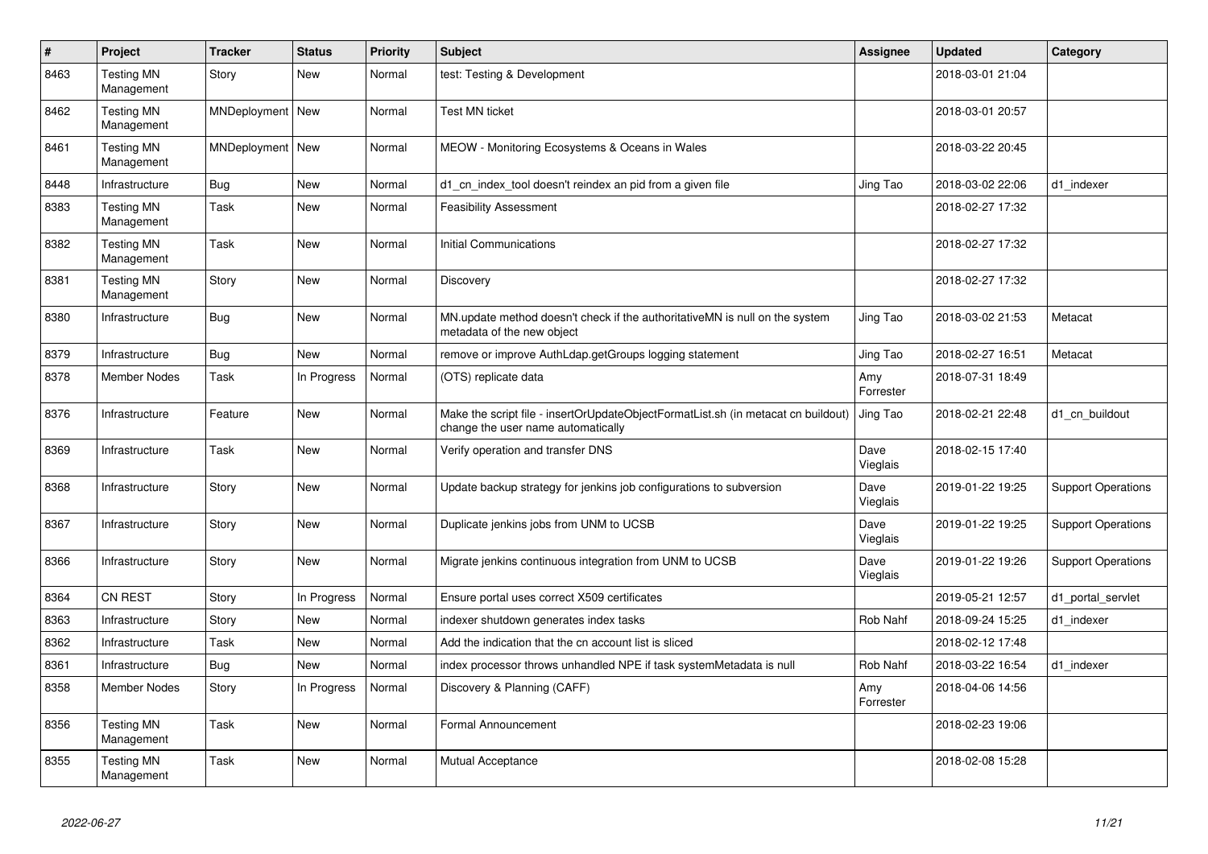| # | Project | Tracker | Status | Priority | Subject | Assignee | Updated | Category |
|---|---|---|---|---|---|---|---|---|
| 8463 | Testing MN Management | Story | New | Normal | test: Testing & Development | | 2018-03-01 21:04 | |
| 8462 | Testing MN Management | MNDeployment | New | Normal | Test MN ticket | | 2018-03-01 20:57 | |
| 8461 | Testing MN Management | MNDeployment | New | Normal | MEOW - Monitoring Ecosystems & Oceans in Wales | | 2018-03-22 20:45 | |
| 8448 | Infrastructure | Bug | New | Normal | d1_cn_index_tool doesn't reindex an pid from a given file | Jing Tao | 2018-03-02 22:06 | d1_indexer |
| 8383 | Testing MN Management | Task | New | Normal | Feasibility Assessment | | 2018-02-27 17:32 | |
| 8382 | Testing MN Management | Task | New | Normal | Initial Communications | | 2018-02-27 17:32 | |
| 8381 | Testing MN Management | Story | New | Normal | Discovery | | 2018-02-27 17:32 | |
| 8380 | Infrastructure | Bug | New | Normal | MN.update method doesn't check if the authoritativeMN is null on the system metadata of the new object | Jing Tao | 2018-03-02 21:53 | Metacat |
| 8379 | Infrastructure | Bug | New | Normal | remove or improve AuthLdap.getGroups logging statement | Jing Tao | 2018-02-27 16:51 | Metacat |
| 8378 | Member Nodes | Task | In Progress | Normal | (OTS) replicate data | Amy Forrester | 2018-07-31 18:49 | |
| 8376 | Infrastructure | Feature | New | Normal | Make the script file - insertOrUpdateObjectFormatList.sh (in metacat cn buildout) change the user name automatically | Jing Tao | 2018-02-21 22:48 | d1_cn_buildout |
| 8369 | Infrastructure | Task | New | Normal | Verify operation and transfer DNS | Dave Vieglais | 2018-02-15 17:40 | |
| 8368 | Infrastructure | Story | New | Normal | Update backup strategy for jenkins job configurations to subversion | Dave Vieglais | 2019-01-22 19:25 | Support Operations |
| 8367 | Infrastructure | Story | New | Normal | Duplicate jenkins jobs from UNM to UCSB | Dave Vieglais | 2019-01-22 19:25 | Support Operations |
| 8366 | Infrastructure | Story | New | Normal | Migrate jenkins continuous integration from UNM to UCSB | Dave Vieglais | 2019-01-22 19:26 | Support Operations |
| 8364 | CN REST | Story | In Progress | Normal | Ensure portal uses correct X509 certificates | | 2019-05-21 12:57 | d1_portal_servlet |
| 8363 | Infrastructure | Story | New | Normal | indexer shutdown generates index tasks | Rob Nahf | 2018-09-24 15:25 | d1_indexer |
| 8362 | Infrastructure | Task | New | Normal | Add the indication that the cn account list is sliced | | 2018-02-12 17:48 | |
| 8361 | Infrastructure | Bug | New | Normal | index processor throws unhandled NPE if task systemMetadata is null | Rob Nahf | 2018-03-22 16:54 | d1_indexer |
| 8358 | Member Nodes | Story | In Progress | Normal | Discovery & Planning (CAFF) | Amy Forrester | 2018-04-06 14:56 | |
| 8356 | Testing MN Management | Task | New | Normal | Formal Announcement | | 2018-02-23 19:06 | |
| 8355 | Testing MN Management | Task | New | Normal | Mutual Acceptance | | 2018-02-08 15:28 | |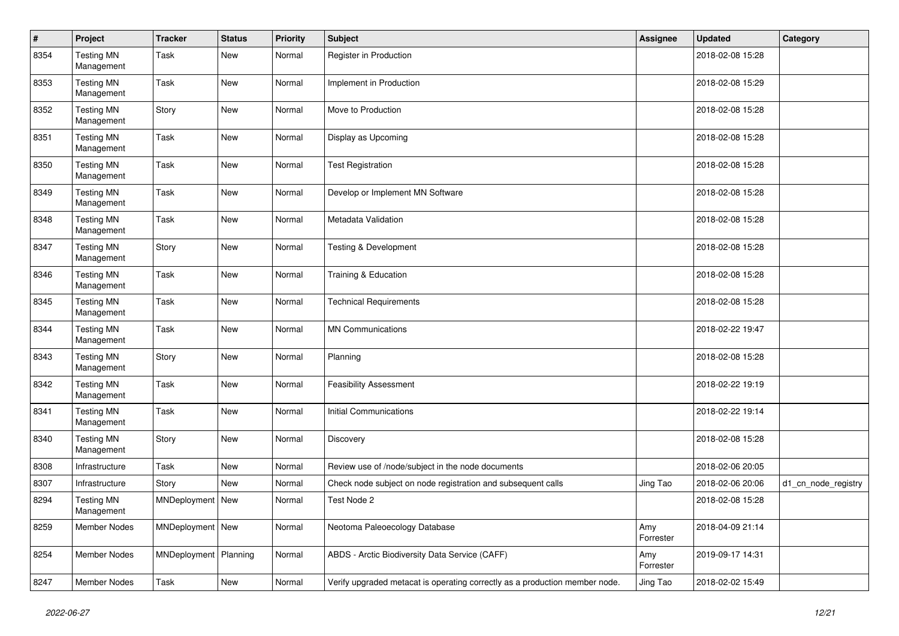| # | Project | Tracker | Status | Priority | Subject | Assignee | Updated | Category |
|---|---|---|---|---|---|---|---|---|
| 8354 | Testing MN Management | Task | New | Normal | Register in Production | | 2018-02-08 15:28 | |
| 8353 | Testing MN Management | Task | New | Normal | Implement in Production | | 2018-02-08 15:29 | |
| 8352 | Testing MN Management | Story | New | Normal | Move to Production | | 2018-02-08 15:28 | |
| 8351 | Testing MN Management | Task | New | Normal | Display as Upcoming | | 2018-02-08 15:28 | |
| 8350 | Testing MN Management | Task | New | Normal | Test Registration | | 2018-02-08 15:28 | |
| 8349 | Testing MN Management | Task | New | Normal | Develop or Implement MN Software | | 2018-02-08 15:28 | |
| 8348 | Testing MN Management | Task | New | Normal | Metadata Validation | | 2018-02-08 15:28 | |
| 8347 | Testing MN Management | Story | New | Normal | Testing & Development | | 2018-02-08 15:28 | |
| 8346 | Testing MN Management | Task | New | Normal | Training & Education | | 2018-02-08 15:28 | |
| 8345 | Testing MN Management | Task | New | Normal | Technical Requirements | | 2018-02-08 15:28 | |
| 8344 | Testing MN Management | Task | New | Normal | MN Communications | | 2018-02-22 19:47 | |
| 8343 | Testing MN Management | Story | New | Normal | Planning | | 2018-02-08 15:28 | |
| 8342 | Testing MN Management | Task | New | Normal | Feasibility Assessment | | 2018-02-22 19:19 | |
| 8341 | Testing MN Management | Task | New | Normal | Initial Communications | | 2018-02-22 19:14 | |
| 8340 | Testing MN Management | Story | New | Normal | Discovery | | 2018-02-08 15:28 | |
| 8308 | Infrastructure | Task | New | Normal | Review use of /node/subject in the node documents | | 2018-02-06 20:05 | |
| 8307 | Infrastructure | Story | New | Normal | Check node subject on node registration and subsequent calls | Jing Tao | 2018-02-06 20:06 | d1_cn_node_registry |
| 8294 | Testing MN Management | MNDeployment | New | Normal | Test Node 2 | | 2018-02-08 15:28 | |
| 8259 | Member Nodes | MNDeployment | New | Normal | Neotoma Paleoecology Database | Amy Forrester | 2018-04-09 21:14 | |
| 8254 | Member Nodes | MNDeployment | Planning | Normal | ABDS - Arctic Biodiversity Data Service (CAFF) | Amy Forrester | 2019-09-17 14:31 | |
| 8247 | Member Nodes | Task | New | Normal | Verify upgraded metacat is operating correctly as a production member node. | Jing Tao | 2018-02-02 15:49 | |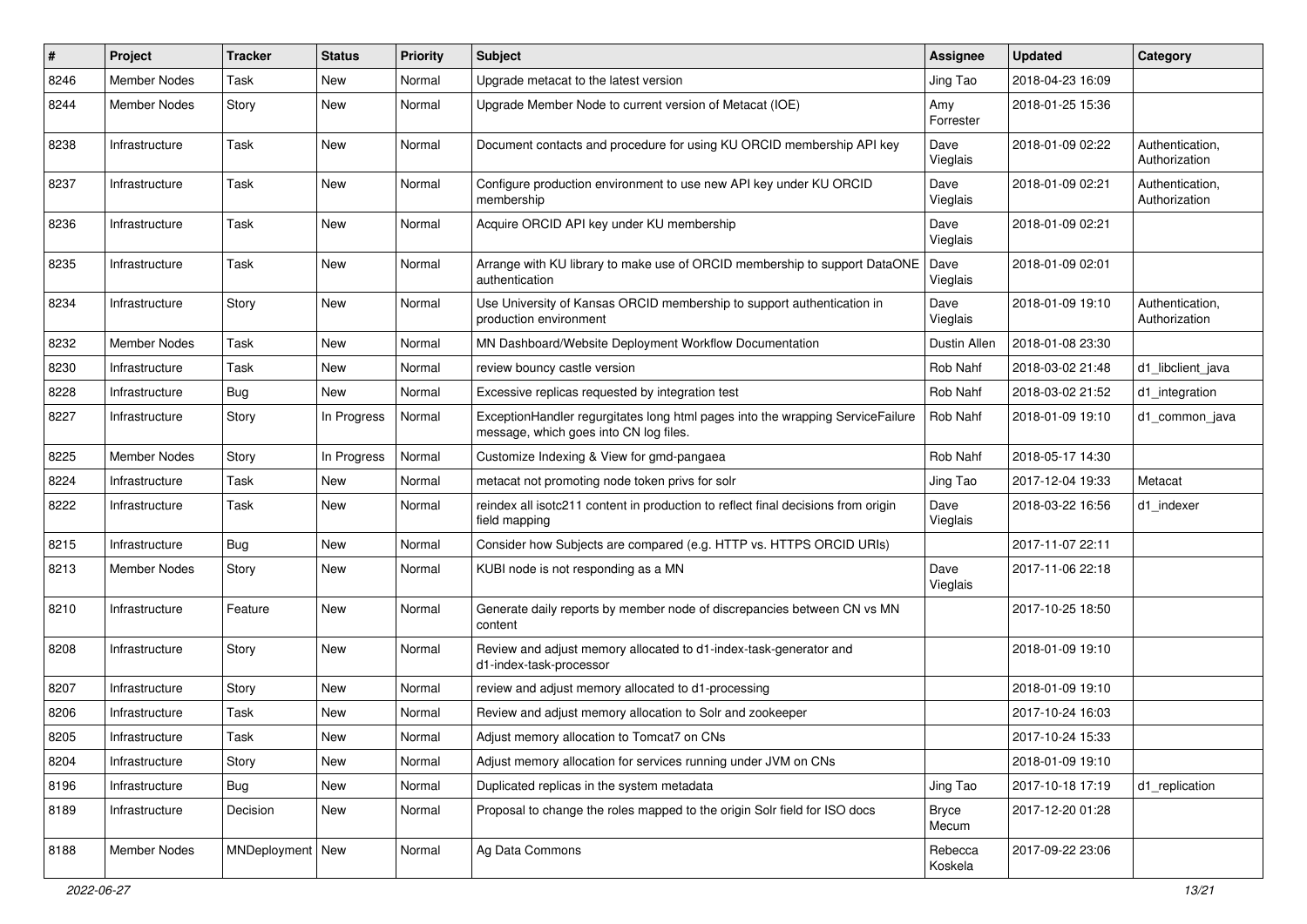| # | Project | Tracker | Status | Priority | Subject | Assignee | Updated | Category |
|---|---|---|---|---|---|---|---|---|
| 8246 | Member Nodes | Task | New | Normal | Upgrade metacat to the latest version | Jing Tao | 2018-04-23 16:09 | |
| 8244 | Member Nodes | Story | New | Normal | Upgrade Member Node to current version of Metacat (IOE) | Amy Forrester | 2018-01-25 15:36 | |
| 8238 | Infrastructure | Task | New | Normal | Document contacts and procedure for using KU ORCID membership API key | Dave Vieglais | 2018-01-09 02:22 | Authentication, Authorization |
| 8237 | Infrastructure | Task | New | Normal | Configure production environment to use new API key under KU ORCID membership | Dave Vieglais | 2018-01-09 02:21 | Authentication, Authorization |
| 8236 | Infrastructure | Task | New | Normal | Acquire ORCID API key under KU membership | Dave Vieglais | 2018-01-09 02:21 | |
| 8235 | Infrastructure | Task | New | Normal | Arrange with KU library to make use of ORCID membership to support DataONE authentication | Dave Vieglais | 2018-01-09 02:01 | |
| 8234 | Infrastructure | Story | New | Normal | Use University of Kansas ORCID membership to support authentication in production environment | Dave Vieglais | 2018-01-09 19:10 | Authentication, Authorization |
| 8232 | Member Nodes | Task | New | Normal | MN Dashboard/Website Deployment Workflow Documentation | Dustin Allen | 2018-01-08 23:30 | |
| 8230 | Infrastructure | Task | New | Normal | review bouncy castle version | Rob Nahf | 2018-03-02 21:48 | d1_libclient_java |
| 8228 | Infrastructure | Bug | New | Normal | Excessive replicas requested by integration test | Rob Nahf | 2018-03-02 21:52 | d1_integration |
| 8227 | Infrastructure | Story | In Progress | Normal | ExceptionHandler regurgitates long html pages into the wrapping ServiceFailure message, which goes into CN log files. | Rob Nahf | 2018-01-09 19:10 | d1_common_java |
| 8225 | Member Nodes | Story | In Progress | Normal | Customize Indexing & View for gmd-pangaea | Rob Nahf | 2018-05-17 14:30 | |
| 8224 | Infrastructure | Task | New | Normal | metacat not promoting node token privs for solr | Jing Tao | 2017-12-04 19:33 | Metacat |
| 8222 | Infrastructure | Task | New | Normal | reindex all isotc211 content in production to reflect final decisions from origin field mapping | Dave Vieglais | 2018-03-22 16:56 | d1_indexer |
| 8215 | Infrastructure | Bug | New | Normal | Consider how Subjects are compared (e.g. HTTP vs. HTTPS ORCID URIs) | | 2017-11-07 22:11 | |
| 8213 | Member Nodes | Story | New | Normal | KUBI node is not responding as a MN | Dave Vieglais | 2017-11-06 22:18 | |
| 8210 | Infrastructure | Feature | New | Normal | Generate daily reports by member node of discrepancies between CN vs MN content | | 2017-10-25 18:50 | |
| 8208 | Infrastructure | Story | New | Normal | Review and adjust memory allocated to d1-index-task-generator and d1-index-task-processor | | 2018-01-09 19:10 | |
| 8207 | Infrastructure | Story | New | Normal | review and adjust memory allocated to d1-processing | | 2018-01-09 19:10 | |
| 8206 | Infrastructure | Task | New | Normal | Review and adjust memory allocation to Solr and zookeeper | | 2017-10-24 16:03 | |
| 8205 | Infrastructure | Task | New | Normal | Adjust memory allocation to Tomcat7 on CNs | | 2017-10-24 15:33 | |
| 8204 | Infrastructure | Story | New | Normal | Adjust memory allocation for services running under JVM on CNs | | 2018-01-09 19:10 | |
| 8196 | Infrastructure | Bug | New | Normal | Duplicated replicas in the system metadata | Jing Tao | 2017-10-18 17:19 | d1_replication |
| 8189 | Infrastructure | Decision | New | Normal | Proposal to change the roles mapped to the origin Solr field for ISO docs | Bryce Mecum | 2017-12-20 01:28 | |
| 8188 | Member Nodes | MNDeployment | New | Normal | Ag Data Commons | Rebecca Koskela | 2017-09-22 23:06 | |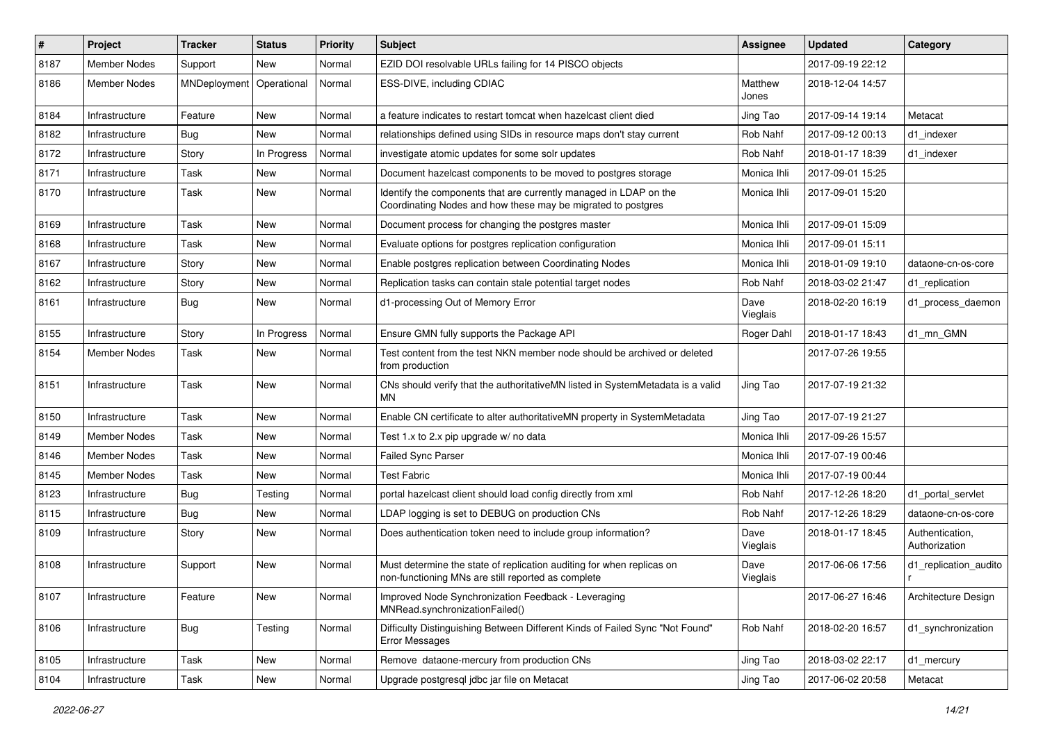| # | Project | Tracker | Status | Priority | Subject | Assignee | Updated | Category |
|---|---|---|---|---|---|---|---|---|
| 8187 | Member Nodes | Support | New | Normal | EZID DOI resolvable URLs failing for 14 PISCO objects | | 2017-09-19 22:12 | |
| 8186 | Member Nodes | MNDeployment | Operational | Normal | ESS-DIVE, including CDIAC | Matthew Jones | 2018-12-04 14:57 | |
| 8184 | Infrastructure | Feature | New | Normal | a feature indicates to restart tomcat when hazelcast client died | Jing Tao | 2017-09-14 19:14 | Metacat |
| 8182 | Infrastructure | Bug | New | Normal | relationships defined using SIDs in resource maps don't stay current | Rob Nahf | 2017-09-12 00:13 | d1_indexer |
| 8172 | Infrastructure | Story | In Progress | Normal | investigate atomic updates for some solr updates | Rob Nahf | 2018-01-17 18:39 | d1_indexer |
| 8171 | Infrastructure | Task | New | Normal | Document hazelcast components to be moved to postgres storage | Monica Ihli | 2017-09-01 15:25 | |
| 8170 | Infrastructure | Task | New | Normal | Identify the components that are currently managed in LDAP on the Coordinating Nodes and how these may be migrated to postgres | Monica Ihli | 2017-09-01 15:20 | |
| 8169 | Infrastructure | Task | New | Normal | Document process for changing the postgres master | Monica Ihli | 2017-09-01 15:09 | |
| 8168 | Infrastructure | Task | New | Normal | Evaluate options for postgres replication configuration | Monica Ihli | 2017-09-01 15:11 | |
| 8167 | Infrastructure | Story | New | Normal | Enable postgres replication between Coordinating Nodes | Monica Ihli | 2018-01-09 19:10 | dataone-cn-os-core |
| 8162 | Infrastructure | Story | New | Normal | Replication tasks can contain stale potential target nodes | Rob Nahf | 2018-03-02 21:47 | d1_replication |
| 8161 | Infrastructure | Bug | New | Normal | d1-processing Out of Memory Error | Dave Vieglais | 2018-02-20 16:19 | d1_process_daemon |
| 8155 | Infrastructure | Story | In Progress | Normal | Ensure GMN fully supports the Package API | Roger Dahl | 2018-01-17 18:43 | d1_mn_GMN |
| 8154 | Member Nodes | Task | New | Normal | Test content from the test NKN member node should be archived or deleted from production | | 2017-07-26 19:55 | |
| 8151 | Infrastructure | Task | New | Normal | CNs should verify that the authoritativeMN listed in SystemMetadata is a valid MN | Jing Tao | 2017-07-19 21:32 | |
| 8150 | Infrastructure | Task | New | Normal | Enable CN certificate to alter authoritativeMN property in SystemMetadata | Jing Tao | 2017-07-19 21:27 | |
| 8149 | Member Nodes | Task | New | Normal | Test 1.x to 2.x pip upgrade w/ no data | Monica Ihli | 2017-09-26 15:57 | |
| 8146 | Member Nodes | Task | New | Normal | Failed Sync Parser | Monica Ihli | 2017-07-19 00:46 | |
| 8145 | Member Nodes | Task | New | Normal | Test Fabric | Monica Ihli | 2017-07-19 00:44 | |
| 8123 | Infrastructure | Bug | Testing | Normal | portal hazelcast client should load config directly from xml | Rob Nahf | 2017-12-26 18:20 | d1_portal_servlet |
| 8115 | Infrastructure | Bug | New | Normal | LDAP logging is set to DEBUG on production CNs | Rob Nahf | 2017-12-26 18:29 | dataone-cn-os-core |
| 8109 | Infrastructure | Story | New | Normal | Does authentication token need to include group information? | Dave Vieglais | 2018-01-17 18:45 | Authentication, Authorization |
| 8108 | Infrastructure | Support | New | Normal | Must determine the state of replication auditing for when replicas on non-functioning MNs are still reported as complete | Dave Vieglais | 2017-06-06 17:56 | d1_replication_auditor |
| 8107 | Infrastructure | Feature | New | Normal | Improved Node Synchronization Feedback - Leveraging MNRead.synchronizationFailed() | | 2017-06-27 16:46 | Architecture Design |
| 8106 | Infrastructure | Bug | Testing | Normal | Difficulty Distinguishing Between Different Kinds of Failed Sync "Not Found" Error Messages | Rob Nahf | 2018-02-20 16:57 | d1_synchronization |
| 8105 | Infrastructure | Task | New | Normal | Remove dataone-mercury from production CNs | Jing Tao | 2018-03-02 22:17 | d1_mercury |
| 8104 | Infrastructure | Task | New | Normal | Upgrade postgresql jdbc jar file on Metacat | Jing Tao | 2017-06-02 20:58 | Metacat |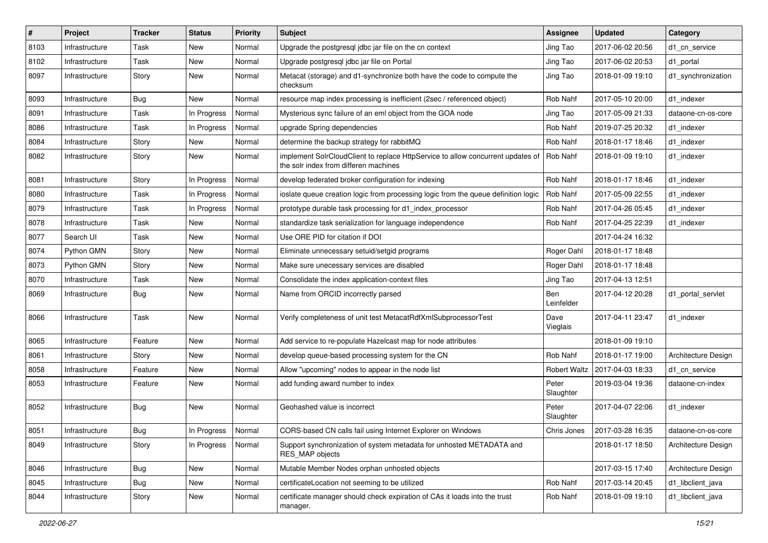| # | Project | Tracker | Status | Priority | Subject | Assignee | Updated | Category |
|---|---|---|---|---|---|---|---|---|
| 8103 | Infrastructure | Task | New | Normal | Upgrade the postgresql jdbc jar file on the cn context | Jing Tao | 2017-06-02 20:56 | d1_cn_service |
| 8102 | Infrastructure | Task | New | Normal | Upgrade postgresql jdbc jar file on Portal | Jing Tao | 2017-06-02 20:53 | d1_portal |
| 8097 | Infrastructure | Story | New | Normal | Metacat (storage) and d1-synchronize both have the code to compute the checksum | Jing Tao | 2018-01-09 19:10 | d1_synchronization |
| 8093 | Infrastructure | Bug | New | Normal | resource map index processing is inefficient (2sec / referenced object) | Rob Nahf | 2017-05-10 20:00 | d1_indexer |
| 8091 | Infrastructure | Task | In Progress | Normal | Mysterious sync failure of an eml object from the GOA node | Jing Tao | 2017-05-09 21:33 | dataone-cn-os-core |
| 8086 | Infrastructure | Task | In Progress | Normal | upgrade Spring dependencies | Rob Nahf | 2019-07-25 20:32 | d1_indexer |
| 8084 | Infrastructure | Story | New | Normal | determine the backup strategy for rabbitMQ | Rob Nahf | 2018-01-17 18:46 | d1_indexer |
| 8082 | Infrastructure | Story | New | Normal | implement SolrCloudClient to replace HttpService to allow concurrent updates of the solr index from differen machines | Rob Nahf | 2018-01-09 19:10 | d1_indexer |
| 8081 | Infrastructure | Story | In Progress | Normal | develop federated broker configuration for indexing | Rob Nahf | 2018-01-17 18:46 | d1_indexer |
| 8080 | Infrastructure | Task | In Progress | Normal | ioslate queue creation logic from processing logic from the queue definition logic | Rob Nahf | 2017-05-09 22:55 | d1_indexer |
| 8079 | Infrastructure | Task | In Progress | Normal | prototype durable task processing for d1_index_processor | Rob Nahf | 2017-04-26 05:45 | d1_indexer |
| 8078 | Infrastructure | Task | New | Normal | standardize task serialization for language independence | Rob Nahf | 2017-04-25 22:39 | d1_indexer |
| 8077 | Search UI | Task | New | Normal | Use ORE PID for citation if DOI | | 2017-04-24 16:32 | |
| 8074 | Python GMN | Story | New | Normal | Eliminate unnecessary setuid/setgid programs | Roger Dahl | 2018-01-17 18:48 | |
| 8073 | Python GMN | Story | New | Normal | Make sure unecessary services are disabled | Roger Dahl | 2018-01-17 18:48 | |
| 8070 | Infrastructure | Task | New | Normal | Consolidate the index application-context files | Jing Tao | 2017-04-13 12:51 | |
| 8069 | Infrastructure | Bug | New | Normal | Name from ORCID incorrectly parsed | Ben Leinfelder | 2017-04-12 20:28 | d1_portal_servlet |
| 8066 | Infrastructure | Task | New | Normal | Verify completeness of unit test MetacatRdfXmlSubprocessorTest | Dave Vieglais | 2017-04-11 23:47 | d1_indexer |
| 8065 | Infrastructure | Feature | New | Normal | Add service to re-populate Hazelcast map for node attributes | | 2018-01-09 19:10 | |
| 8061 | Infrastructure | Story | New | Normal | develop queue-based processing system for the CN | Rob Nahf | 2018-01-17 19:00 | Architecture Design |
| 8058 | Infrastructure | Feature | New | Normal | Allow "upcoming" nodes to appear in the node list | Robert Waltz | 2017-04-03 18:33 | d1_cn_service |
| 8053 | Infrastructure | Feature | New | Normal | add funding award number to index | Peter Slaughter | 2019-03-04 19:36 | dataone-cn-index |
| 8052 | Infrastructure | Bug | New | Normal | Geohashed value is incorrect | Peter Slaughter | 2017-04-07 22:06 | d1_indexer |
| 8051 | Infrastructure | Bug | In Progress | Normal | CORS-based CN calls fail using Internet Explorer on Windows | Chris Jones | 2017-03-28 16:35 | dataone-cn-os-core |
| 8049 | Infrastructure | Story | In Progress | Normal | Support synchronization of system metadata for unhosted METADATA and RES_MAP objects | | 2018-01-17 18:50 | Architecture Design |
| 8046 | Infrastructure | Bug | New | Normal | Mutable Member Nodes orphan unhosted objects | | 2017-03-15 17:40 | Architecture Design |
| 8045 | Infrastructure | Bug | New | Normal | certificateLocation not seeming to be utilized | Rob Nahf | 2017-03-14 20:45 | d1_libclient_java |
| 8044 | Infrastructure | Story | New | Normal | certificate manager should check expiration of CAs it loads into the trust manager. | Rob Nahf | 2018-01-09 19:10 | d1_libclient_java |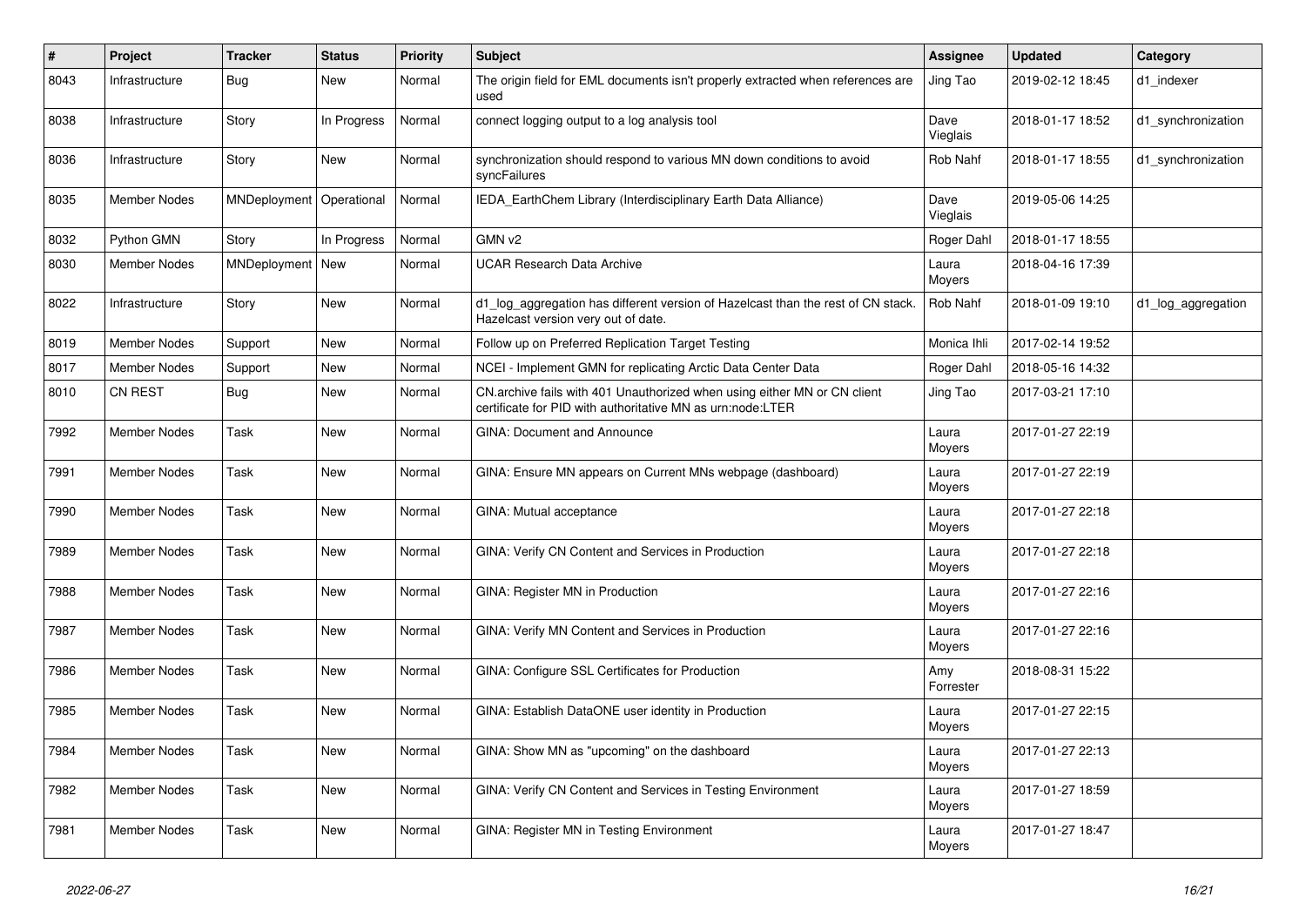| # | Project | Tracker | Status | Priority | Subject | Assignee | Updated | Category |
|---|---|---|---|---|---|---|---|---|
| 8043 | Infrastructure | Bug | New | Normal | The origin field for EML documents isn't properly extracted when references are used | Jing Tao | 2019-02-12 18:45 | d1_indexer |
| 8038 | Infrastructure | Story | In Progress | Normal | connect logging output to a log analysis tool | Dave Vieglais | 2018-01-17 18:52 | d1_synchronization |
| 8036 | Infrastructure | Story | New | Normal | synchronization should respond to various MN down conditions to avoid syncFailures | Rob Nahf | 2018-01-17 18:55 | d1_synchronization |
| 8035 | Member Nodes | MNDeployment | Operational | Normal | IEDA_EarthChem Library (Interdisciplinary Earth Data Alliance) | Dave Vieglais | 2019-05-06 14:25 | |
| 8032 | Python GMN | Story | In Progress | Normal | GMN v2 | Roger Dahl | 2018-01-17 18:55 | |
| 8030 | Member Nodes | MNDeployment | New | Normal | UCAR Research Data Archive | Laura Moyers | 2018-04-16 17:39 | |
| 8022 | Infrastructure | Story | New | Normal | d1_log_aggregation has different version of Hazelcast than the rest of CN stack. Hazelcast version very out of date. | Rob Nahf | 2018-01-09 19:10 | d1_log_aggregation |
| 8019 | Member Nodes | Support | New | Normal | Follow up on Preferred Replication Target Testing | Monica Ihli | 2017-02-14 19:52 | |
| 8017 | Member Nodes | Support | New | Normal | NCEI - Implement GMN for replicating Arctic Data Center Data | Roger Dahl | 2018-05-16 14:32 | |
| 8010 | CN REST | Bug | New | Normal | CN.archive fails with 401 Unauthorized when using either MN or CN client certificate for PID with authoritative MN as urn:node:LTER | Jing Tao | 2017-03-21 17:10 | |
| 7992 | Member Nodes | Task | New | Normal | GINA: Document and Announce | Laura Moyers | 2017-01-27 22:19 | |
| 7991 | Member Nodes | Task | New | Normal | GINA: Ensure MN appears on Current MNs webpage (dashboard) | Laura Moyers | 2017-01-27 22:19 | |
| 7990 | Member Nodes | Task | New | Normal | GINA: Mutual acceptance | Laura Moyers | 2017-01-27 22:18 | |
| 7989 | Member Nodes | Task | New | Normal | GINA: Verify CN Content and Services in Production | Laura Moyers | 2017-01-27 22:18 | |
| 7988 | Member Nodes | Task | New | Normal | GINA: Register MN in Production | Laura Moyers | 2017-01-27 22:16 | |
| 7987 | Member Nodes | Task | New | Normal | GINA: Verify MN Content and Services in Production | Laura Moyers | 2017-01-27 22:16 | |
| 7986 | Member Nodes | Task | New | Normal | GINA: Configure SSL Certificates for Production | Amy Forrester | 2018-08-31 15:22 | |
| 7985 | Member Nodes | Task | New | Normal | GINA: Establish DataONE user identity in Production | Laura Moyers | 2017-01-27 22:15 | |
| 7984 | Member Nodes | Task | New | Normal | GINA: Show MN as "upcoming" on the dashboard | Laura Moyers | 2017-01-27 22:13 | |
| 7982 | Member Nodes | Task | New | Normal | GINA: Verify CN Content and Services in Testing Environment | Laura Moyers | 2017-01-27 18:59 | |
| 7981 | Member Nodes | Task | New | Normal | GINA: Register MN in Testing Environment | Laura Moyers | 2017-01-27 18:47 | |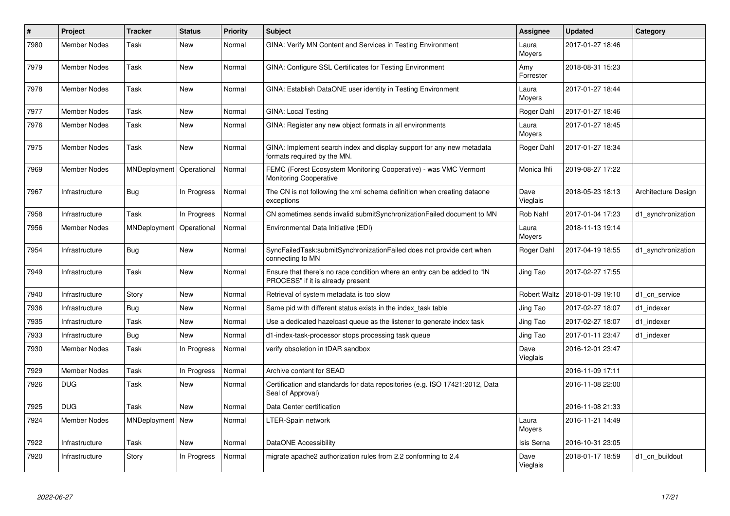| # | Project | Tracker | Status | Priority | Subject | Assignee | Updated | Category |
|---|---|---|---|---|---|---|---|---|
| 7980 | Member Nodes | Task | New | Normal | GINA: Verify MN Content and Services in Testing Environment | Laura Moyers | 2017-01-27 18:46 | |
| 7979 | Member Nodes | Task | New | Normal | GINA: Configure SSL Certificates for Testing Environment | Amy Forrester | 2018-08-31 15:23 | |
| 7978 | Member Nodes | Task | New | Normal | GINA: Establish DataONE user identity in Testing Environment | Laura Moyers | 2017-01-27 18:44 | |
| 7977 | Member Nodes | Task | New | Normal | GINA: Local Testing | Roger Dahl | 2017-01-27 18:46 | |
| 7976 | Member Nodes | Task | New | Normal | GINA: Register any new object formats in all environments | Laura Moyers | 2017-01-27 18:45 | |
| 7975 | Member Nodes | Task | New | Normal | GINA: Implement search index and display support for any new metadata formats required by the MN. | Roger Dahl | 2017-01-27 18:34 | |
| 7969 | Member Nodes | MNDeployment | Operational | Normal | FEMC (Forest Ecosystem Monitoring Cooperative) - was VMC Vermont Monitoring Cooperative | Monica Ihli | 2019-08-27 17:22 | |
| 7967 | Infrastructure | Bug | In Progress | Normal | The CN is not following the xml schema definition when creating dataone exceptions | Dave Vieglais | 2018-05-23 18:13 | Architecture Design |
| 7958 | Infrastructure | Task | In Progress | Normal | CN sometimes sends invalid submitSynchronizationFailed document to MN | Rob Nahf | 2017-01-04 17:23 | d1_synchronization |
| 7956 | Member Nodes | MNDeployment | Operational | Normal | Environmental Data Initiative (EDI) | Laura Moyers | 2018-11-13 19:14 | |
| 7954 | Infrastructure | Bug | New | Normal | SyncFailedTask:submitSynchronizationFailed does not provide cert when connecting to MN | Roger Dahl | 2017-04-19 18:55 | d1_synchronization |
| 7949 | Infrastructure | Task | New | Normal | Ensure that there's no race condition where an entry can be added to "IN PROCESS" if it is already present | Jing Tao | 2017-02-27 17:55 | |
| 7940 | Infrastructure | Story | New | Normal | Retrieval of system metadata is too slow | Robert Waltz | 2018-01-09 19:10 | d1_cn_service |
| 7936 | Infrastructure | Bug | New | Normal | Same pid with different status exists in the index_task table | Jing Tao | 2017-02-27 18:07 | d1_indexer |
| 7935 | Infrastructure | Task | New | Normal | Use a dedicated hazelcast queue as the listener to generate index task | Jing Tao | 2017-02-27 18:07 | d1_indexer |
| 7933 | Infrastructure | Bug | New | Normal | d1-index-task-processor stops processing task queue | Jing Tao | 2017-01-11 23:47 | d1_indexer |
| 7930 | Member Nodes | Task | In Progress | Normal | verify obsoletion in tDAR sandbox | Dave Vieglais | 2016-12-01 23:47 | |
| 7929 | Member Nodes | Task | In Progress | Normal | Archive content for SEAD | | 2016-11-09 17:11 | |
| 7926 | DUG | Task | New | Normal | Certification and standards for data repositories (e.g. ISO 17421:2012, Data Seal of Approval) | | 2016-11-08 22:00 | |
| 7925 | DUG | Task | New | Normal | Data Center certification | | 2016-11-08 21:33 | |
| 7924 | Member Nodes | MNDeployment | New | Normal | LTER-Spain network | Laura Moyers | 2016-11-21 14:49 | |
| 7922 | Infrastructure | Task | New | Normal | DataONE Accessibility | Isis Serna | 2016-10-31 23:05 | |
| 7920 | Infrastructure | Story | In Progress | Normal | migrate apache2 authorization rules from 2.2 conforming to 2.4 | Dave Vieglais | 2018-01-17 18:59 | d1_cn_buildout |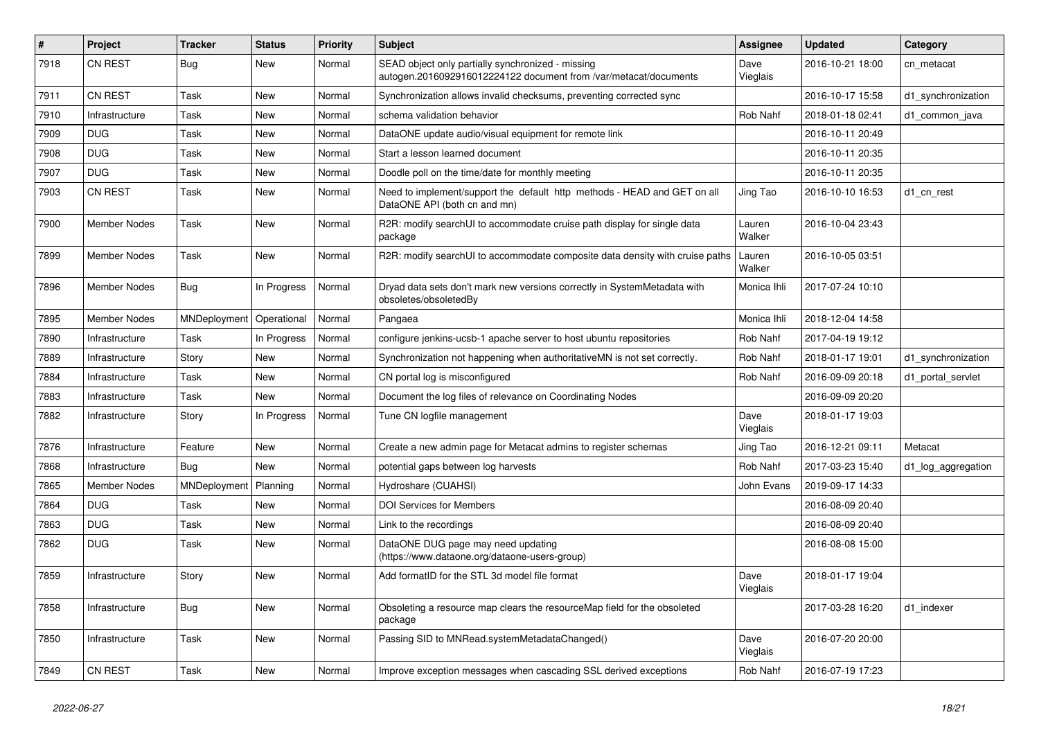| # | Project | Tracker | Status | Priority | Subject | Assignee | Updated | Category |
|---|---|---|---|---|---|---|---|---|
| 7918 | CN REST | Bug | New | Normal | SEAD object only partially synchronized - missing autogen.2016092916012224122 document from /var/metacat/documents | Dave Vieglais | 2016-10-21 18:00 | cn_metacat |
| 7911 | CN REST | Task | New | Normal | Synchronization allows invalid checksums, preventing corrected sync | | 2016-10-17 15:58 | d1_synchronization |
| 7910 | Infrastructure | Task | New | Normal | schema validation behavior | Rob Nahf | 2018-01-18 02:41 | d1_common_java |
| 7909 | DUG | Task | New | Normal | DataONE update audio/visual equipment for remote link | | 2016-10-11 20:49 | |
| 7908 | DUG | Task | New | Normal | Start a lesson learned document | | 2016-10-11 20:35 | |
| 7907 | DUG | Task | New | Normal | Doodle poll on the time/date for monthly meeting | | 2016-10-11 20:35 | |
| 7903 | CN REST | Task | New | Normal | Need to implement/support the default http methods - HEAD and GET on all DataONE API (both cn and mn) | Jing Tao | 2016-10-10 16:53 | d1_cn_rest |
| 7900 | Member Nodes | Task | New | Normal | R2R: modify searchUI to accommodate cruise path display for single data package | Lauren Walker | 2016-10-04 23:43 | |
| 7899 | Member Nodes | Task | New | Normal | R2R: modify searchUI to accommodate composite data density with cruise paths | Lauren Walker | 2016-10-05 03:51 | |
| 7896 | Member Nodes | Bug | In Progress | Normal | Dryad data sets don't mark new versions correctly in SystemMetadata with obsoletes/obsoletedBy | Monica Ihli | 2017-07-24 10:10 | |
| 7895 | Member Nodes | MNDeployment | Operational | Normal | Pangaea | Monica Ihli | 2018-12-04 14:58 | |
| 7890 | Infrastructure | Task | In Progress | Normal | configure jenkins-ucsb-1 apache server to host ubuntu repositories | Rob Nahf | 2017-04-19 19:12 | |
| 7889 | Infrastructure | Story | New | Normal | Synchronization not happening when authoritativeMN is not set correctly. | Rob Nahf | 2018-01-17 19:01 | d1_synchronization |
| 7884 | Infrastructure | Task | New | Normal | CN portal log is misconfigured | Rob Nahf | 2016-09-09 20:18 | d1_portal_servlet |
| 7883 | Infrastructure | Task | New | Normal | Document the log files of relevance on Coordinating Nodes | | 2016-09-09 20:20 | |
| 7882 | Infrastructure | Story | In Progress | Normal | Tune CN logfile management | Dave Vieglais | 2018-01-17 19:03 | |
| 7876 | Infrastructure | Feature | New | Normal | Create a new admin page for Metacat admins to register schemas | Jing Tao | 2016-12-21 09:11 | Metacat |
| 7868 | Infrastructure | Bug | New | Normal | potential gaps between log harvests | Rob Nahf | 2017-03-23 15:40 | d1_log_aggregation |
| 7865 | Member Nodes | MNDeployment | Planning | Normal | Hydroshare (CUAHSI) | John Evans | 2019-09-17 14:33 | |
| 7864 | DUG | Task | New | Normal | DOI Services for Members | | 2016-08-09 20:40 | |
| 7863 | DUG | Task | New | Normal | Link to the recordings | | 2016-08-09 20:40 | |
| 7862 | DUG | Task | New | Normal | DataONE DUG page may need updating (https://www.dataone.org/dataone-users-group) | | 2016-08-08 15:00 | |
| 7859 | Infrastructure | Story | New | Normal | Add formatID for the STL 3d model file format | Dave Vieglais | 2018-01-17 19:04 | |
| 7858 | Infrastructure | Bug | New | Normal | Obsoleting a resource map clears the resourceMap field for the obsoleted package | | 2017-03-28 16:20 | d1_indexer |
| 7850 | Infrastructure | Task | New | Normal | Passing SID to MNRead.systemMetadataChanged() | Dave Vieglais | 2016-07-20 20:00 | |
| 7849 | CN REST | Task | New | Normal | Improve exception messages when cascading SSL derived exceptions | Rob Nahf | 2016-07-19 17:23 | |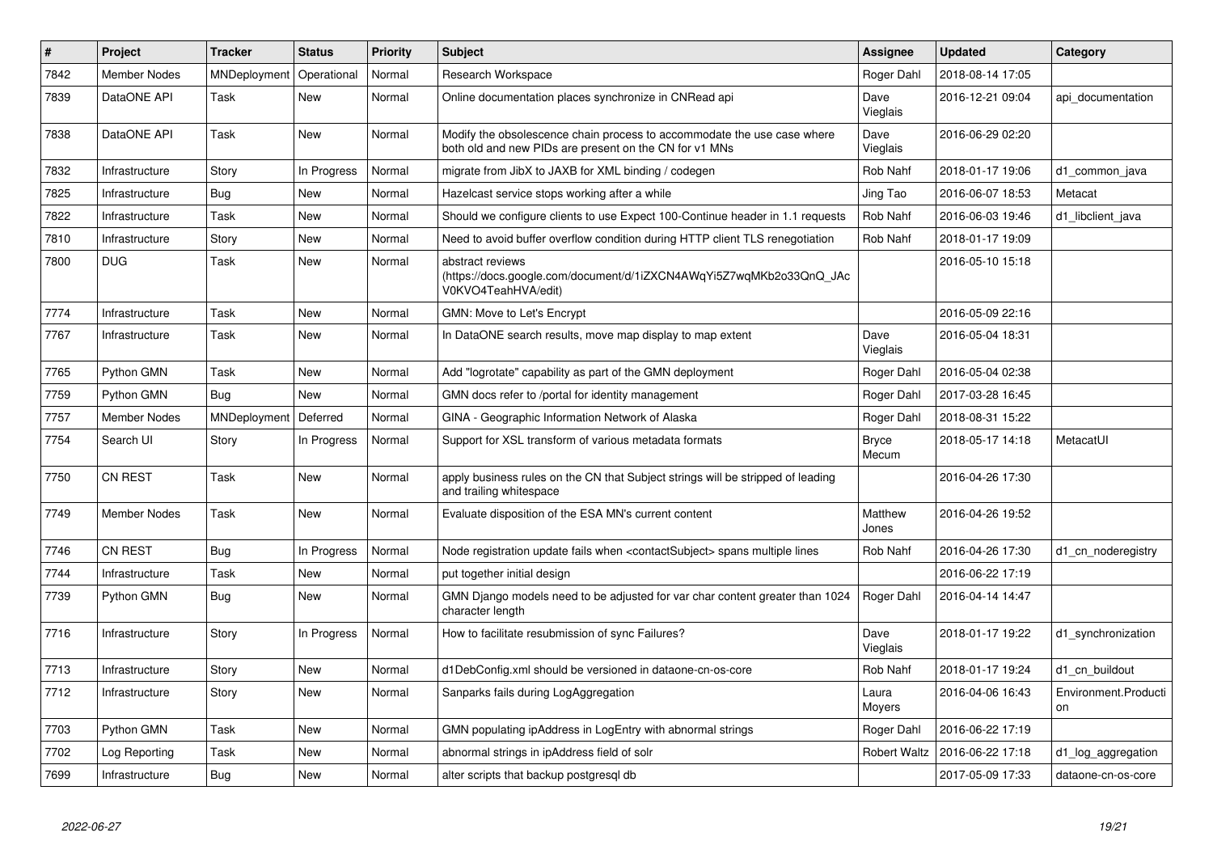| # | Project | Tracker | Status | Priority | Subject | Assignee | Updated | Category |
|---|---|---|---|---|---|---|---|---|
| 7842 | Member Nodes | MNDeployment | Operational | Normal | Research Workspace | Roger Dahl | 2018-08-14 17:05 | |
| 7839 | DataONE API | Task | New | Normal | Online documentation places synchronize in CNRead api | Dave Vieglais | 2016-12-21 09:04 | api_documentation |
| 7838 | DataONE API | Task | New | Normal | Modify the obsolescence chain process to accommodate the use case where both old and new PIDs are present on the CN for v1 MNs | Dave Vieglais | 2016-06-29 02:20 | |
| 7832 | Infrastructure | Story | In Progress | Normal | migrate from JibX to JAXB for XML binding / codegen | Rob Nahf | 2018-01-17 19:06 | d1_common_java |
| 7825 | Infrastructure | Bug | New | Normal | Hazelcast service stops working after a while | Jing Tao | 2016-06-07 18:53 | Metacat |
| 7822 | Infrastructure | Task | New | Normal | Should we configure clients to use Expect 100-Continue header in 1.1 requests | Rob Nahf | 2016-06-03 19:46 | d1_libclient_java |
| 7810 | Infrastructure | Story | New | Normal | Need to avoid buffer overflow condition during HTTP client TLS renegotiation | Rob Nahf | 2018-01-17 19:09 | |
| 7800 | DUG | Task | New | Normal | abstract reviews (https://docs.google.com/document/d/1iZXCN4AWqYi5Z7wqMKb2o33QnQ_JAcV0KVO4TeahHVA/edit) | | 2016-05-10 15:18 | |
| 7774 | Infrastructure | Task | New | Normal | GMN: Move to Let's Encrypt | | 2016-05-09 22:16 | |
| 7767 | Infrastructure | Task | New | Normal | In DataONE search results, move map display to map extent | Dave Vieglais | 2016-05-04 18:31 | |
| 7765 | Python GMN | Task | New | Normal | Add "logrotate" capability as part of the GMN deployment | Roger Dahl | 2016-05-04 02:38 | |
| 7759 | Python GMN | Bug | New | Normal | GMN docs refer to /portal for identity management | Roger Dahl | 2017-03-28 16:45 | |
| 7757 | Member Nodes | MNDeployment | Deferred | Normal | GINA - Geographic Information Network of Alaska | Roger Dahl | 2018-08-31 15:22 | |
| 7754 | Search UI | Story | In Progress | Normal | Support for XSL transform of various metadata formats | Bryce Mecum | 2018-05-17 14:18 | MetacatUI |
| 7750 | CN REST | Task | New | Normal | apply business rules on the CN that Subject strings will be stripped of leading and trailing whitespace | | 2016-04-26 17:30 | |
| 7749 | Member Nodes | Task | New | Normal | Evaluate disposition of the ESA MN's current content | Matthew Jones | 2016-04-26 19:52 | |
| 7746 | CN REST | Bug | In Progress | Normal | Node registration update fails when <contactSubject> spans multiple lines | Rob Nahf | 2016-04-26 17:30 | d1_cn_noderegistry |
| 7744 | Infrastructure | Task | New | Normal | put together initial design | | 2016-06-22 17:19 | |
| 7739 | Python GMN | Bug | New | Normal | GMN Django models need to be adjusted for var char content greater than 1024 character length | Roger Dahl | 2016-04-14 14:47 | |
| 7716 | Infrastructure | Story | In Progress | Normal | How to facilitate resubmission of sync Failures? | Dave Vieglais | 2018-01-17 19:22 | d1_synchronization |
| 7713 | Infrastructure | Story | New | Normal | d1DebConfig.xml should be versioned in dataone-cn-os-core | Rob Nahf | 2018-01-17 19:24 | d1_cn_buildout |
| 7712 | Infrastructure | Story | New | Normal | Sanparks fails during LogAggregation | Laura Moyers | 2016-04-06 16:43 | Environment.Production |
| 7703 | Python GMN | Task | New | Normal | GMN populating ipAddress in LogEntry with abnormal strings | Roger Dahl | 2016-06-22 17:19 | |
| 7702 | Log Reporting | Task | New | Normal | abnormal strings in ipAddress field of solr | Robert Waltz | 2016-06-22 17:18 | d1_log_aggregation |
| 7699 | Infrastructure | Bug | New | Normal | alter scripts that backup postgresql db | | 2017-05-09 17:33 | dataone-cn-os-core |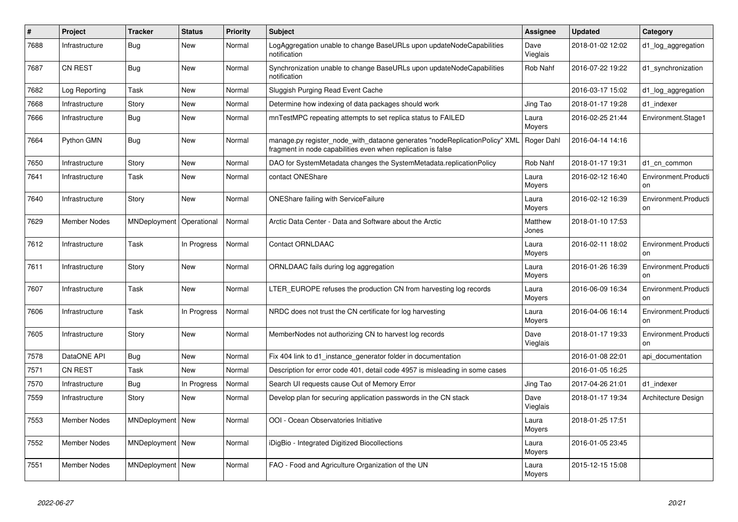| # | Project | Tracker | Status | Priority | Subject | Assignee | Updated | Category |
|---|---|---|---|---|---|---|---|---|
| 7688 | Infrastructure | Bug | New | Normal | LogAggregation unable to change BaseURLs upon updateNodeCapabilities notification | Dave Vieglais | 2018-01-02 12:02 | d1_log_aggregation |
| 7687 | CN REST | Bug | New | Normal | Synchronization unable to change BaseURLs upon updateNodeCapabilities notification | Rob Nahf | 2016-07-22 19:22 | d1_synchronization |
| 7682 | Log Reporting | Task | New | Normal | Sluggish Purging Read Event Cache | | 2016-03-17 15:02 | d1_log_aggregation |
| 7668 | Infrastructure | Story | New | Normal | Determine how indexing of data packages should work | Jing Tao | 2018-01-17 19:28 | d1_indexer |
| 7666 | Infrastructure | Bug | New | Normal | mnTestMPC repeating attempts to set replica status to FAILED | Laura Moyers | 2016-02-25 21:44 | Environment.Stage1 |
| 7664 | Python GMN | Bug | New | Normal | manage.py register_node_with_dataone generates "nodeReplicationPolicy" XML fragment in node capabilities even when replication is false | Roger Dahl | 2016-04-14 14:16 | |
| 7650 | Infrastructure | Story | New | Normal | DAO for SystemMetadata changes the SystemMetadata.replicationPolicy | Rob Nahf | 2018-01-17 19:31 | d1_cn_common |
| 7641 | Infrastructure | Task | New | Normal | contact ONEShare | Laura Moyers | 2016-02-12 16:40 | Environment.Production |
| 7640 | Infrastructure | Story | New | Normal | ONEShare failing with ServiceFailure | Laura Moyers | 2016-02-12 16:39 | Environment.Production |
| 7629 | Member Nodes | MNDeployment | Operational | Normal | Arctic Data Center - Data and Software about the Arctic | Matthew Jones | 2018-01-10 17:53 | |
| 7612 | Infrastructure | Task | In Progress | Normal | Contact ORNLDAAC | Laura Moyers | 2016-02-11 18:02 | Environment.Production |
| 7611 | Infrastructure | Story | New | Normal | ORNLDAAC fails during log aggregation | Laura Moyers | 2016-01-26 16:39 | Environment.Production |
| 7607 | Infrastructure | Task | New | Normal | LTER_EUROPE refuses the production CN from harvesting log records | Laura Moyers | 2016-06-09 16:34 | Environment.Production |
| 7606 | Infrastructure | Task | In Progress | Normal | NRDC does not trust the CN certificate for log harvesting | Laura Moyers | 2016-04-06 16:14 | Environment.Production |
| 7605 | Infrastructure | Story | New | Normal | MemberNodes not authorizing CN to harvest log records | Dave Vieglais | 2018-01-17 19:33 | Environment.Production |
| 7578 | DataONE API | Bug | New | Normal | Fix 404 link to d1_instance_generator folder in documentation | | 2016-01-08 22:01 | api_documentation |
| 7571 | CN REST | Task | New | Normal | Description for error code 401, detail code 4957 is misleading in some cases | | 2016-01-05 16:25 | |
| 7570 | Infrastructure | Bug | In Progress | Normal | Search UI requests cause Out of Memory Error | Jing Tao | 2017-04-26 21:01 | d1_indexer |
| 7559 | Infrastructure | Story | New | Normal | Develop plan for securing application passwords in the CN stack | Dave Vieglais | 2018-01-17 19:34 | Architecture Design |
| 7553 | Member Nodes | MNDeployment | New | Normal | OOI - Ocean Observatories Initiative | Laura Moyers | 2018-01-25 17:51 | |
| 7552 | Member Nodes | MNDeployment | New | Normal | iDigBio - Integrated Digitized Biocollections | Laura Moyers | 2016-01-05 23:45 | |
| 7551 | Member Nodes | MNDeployment | New | Normal | FAO - Food and Agriculture Organization of the UN | Laura Moyers | 2015-12-15 15:08 | |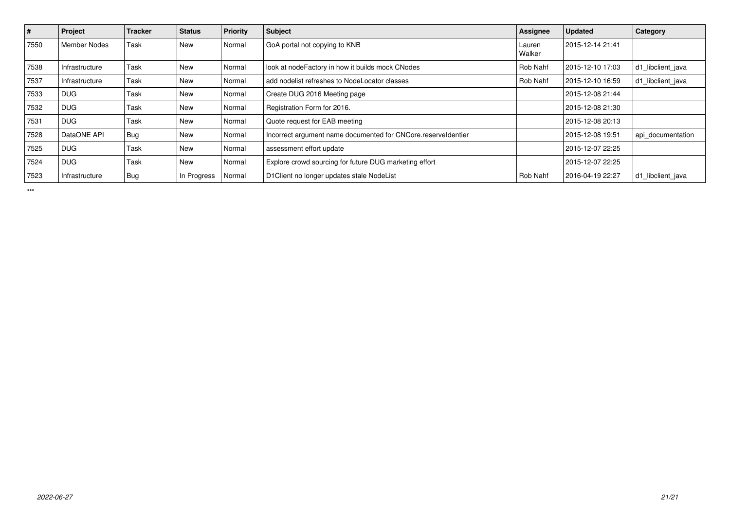| # | Project | Tracker | Status | Priority | Subject | Assignee | Updated | Category |
|---|---|---|---|---|---|---|---|---|
| 7550 | Member Nodes | Task | New | Normal | GoA portal not copying to KNB | Lauren Walker | 2015-12-14 21:41 | |
| 7538 | Infrastructure | Task | New | Normal | look at nodeFactory in how it builds mock CNodes | Rob Nahf | 2015-12-10 17:03 | d1_libclient_java |
| 7537 | Infrastructure | Task | New | Normal | add nodelist refreshes to NodeLocator classes | Rob Nahf | 2015-12-10 16:59 | d1_libclient_java |
| 7533 | DUG | Task | New | Normal | Create DUG 2016 Meeting page | | 2015-12-08 21:44 | |
| 7532 | DUG | Task | New | Normal | Registration Form for 2016. | | 2015-12-08 21:30 | |
| 7531 | DUG | Task | New | Normal | Quote request for EAB meeting | | 2015-12-08 20:13 | |
| 7528 | DataONE API | Bug | New | Normal | Incorrect argument name documented for CNCore.reserveIdentier | | 2015-12-08 19:51 | api_documentation |
| 7525 | DUG | Task | New | Normal | assessment effort update | | 2015-12-07 22:25 | |
| 7524 | DUG | Task | New | Normal | Explore crowd sourcing for future DUG marketing effort | | 2015-12-07 22:25 | |
| 7523 | Infrastructure | Bug | In Progress | Normal | D1Client no longer updates stale NodeList | Rob Nahf | 2016-04-19 22:27 | d1_libclient_java |

...